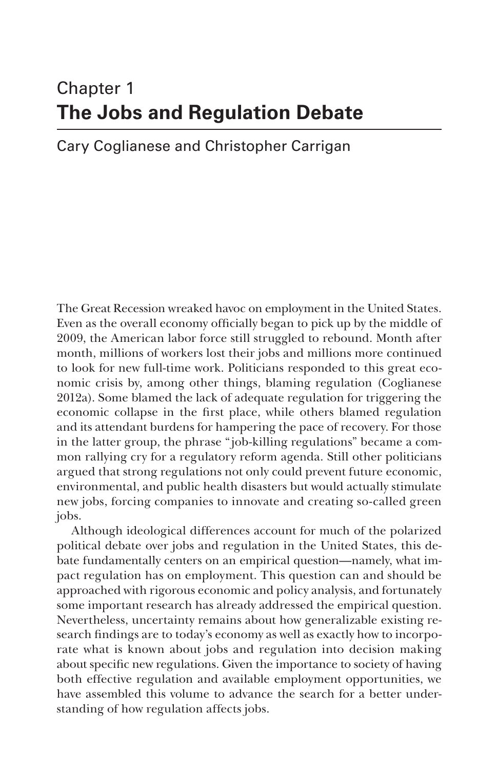# Chapter 1
# **The Jobs and Regulation Debate**

Cary Coglianese and Christopher Carrigan

The Great Recession wreaked havoc on employment in the United States. Even as the overall economy officially began to pick up by the middle of 2009, the American labor force still struggled to rebound. Month after month, millions of workers lost their jobs and millions more continued to look for new full-time work. Politicians responded to this great economic crisis by, among other things, blaming regulation (Coglianese 2012a). Some blamed the lack of adequate regulation for triggering the economic collapse in the first place, while others blamed regulation and its attendant burdens for hampering the pace of recovery. For those in the latter group, the phrase "job-killing regulations" became a common rallying cry for a regulatory reform agenda. Still other politicians argued that strong regulations not only could prevent future economic, environmental, and public health disasters but would actually stimulate new jobs, forcing companies to innovate and creating so-called green jobs.

Although ideological differences account for much of the polarized political debate over jobs and regulation in the United States, this debate fundamentally centers on an empirical question—namely, what impact regulation has on employment. This question can and should be approached with rigorous economic and policy analysis, and fortunately some important research has already addressed the empirical question. Nevertheless, uncertainty remains about how generalizable existing research findings are to today's economy as well as exactly how to incorporate what is known about jobs and regulation into decision making about specific new regulations. Given the importance to society of having both effective regulation and available employment opportunities, we have assembled this volume to advance the search for a better understanding of how regulation affects jobs.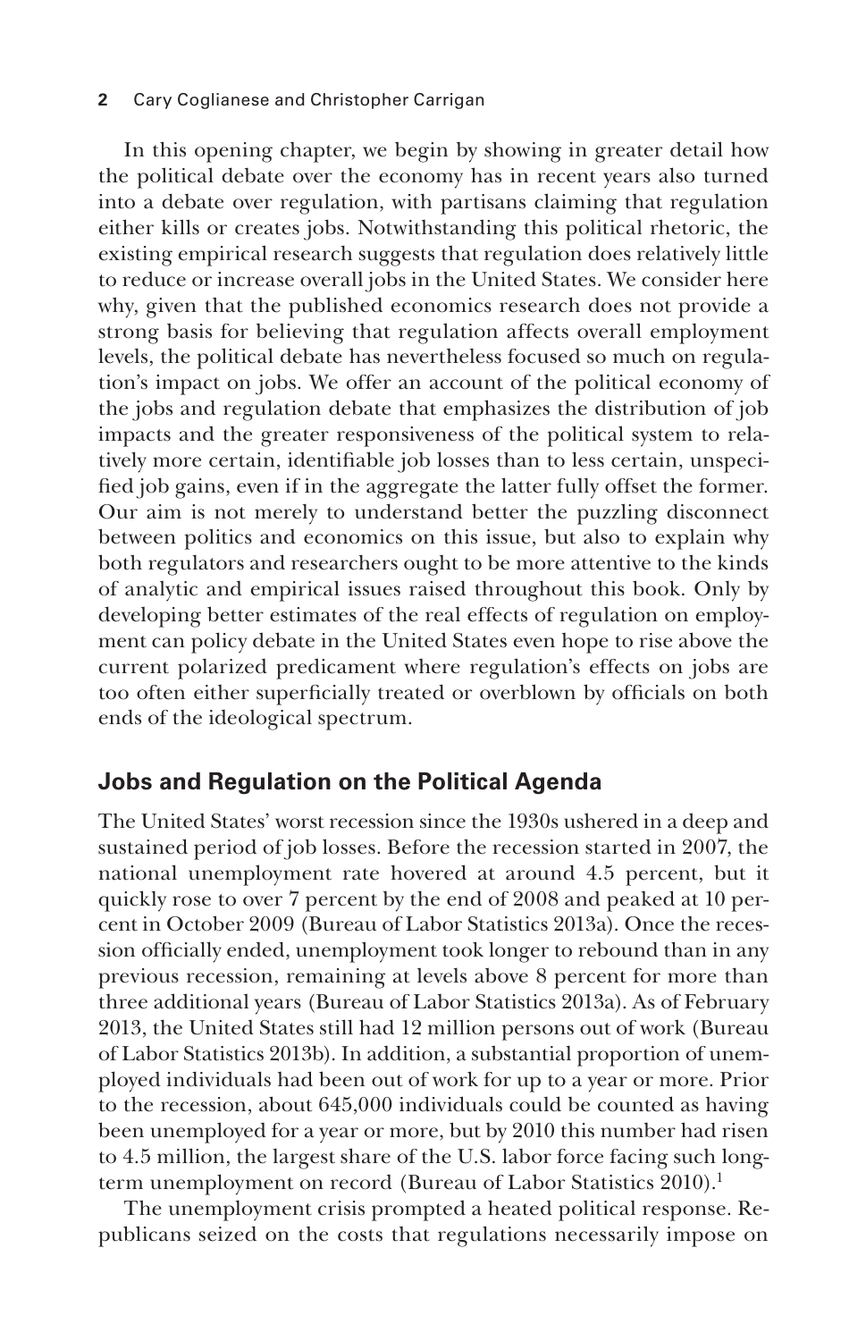In this opening chapter, we begin by showing in greater detail how the political debate over the economy has in recent years also turned into a debate over regulation, with partisans claiming that regulation either kills or creates jobs. Notwithstanding this political rhetoric, the existing empirical research suggests that regulation does relatively little to reduce or increase overall jobs in the United States. We consider here why, given that the published economics research does not provide a strong basis for believing that regulation affects overall employment levels, the political debate has nevertheless focused so much on regulation's impact on jobs. We offer an account of the political economy of the jobs and regulation debate that emphasizes the distribution of job impacts and the greater responsiveness of the political system to relatively more certain, identifiable job losses than to less certain, unspecified job gains, even if in the aggregate the latter fully offset the former. Our aim is not merely to understand better the puzzling disconnect between politics and economics on this issue, but also to explain why both regulators and researchers ought to be more attentive to the kinds of analytic and empirical issues raised throughout this book. Only by developing better estimates of the real effects of regulation on employment can policy debate in the United States even hope to rise above the current polarized predicament where regulation's effects on jobs are too often either superficially treated or overblown by officials on both ends of the ideological spectrum.

## Jobs and Regulation on the Political Agenda

The United States' worst recession since the 1930s ushered in a deep and sustained period of job losses. Before the recession started in 2007, the national unemployment rate hovered at around 4.5 percent, but it quickly rose to over 7 percent by the end of 2008 and peaked at 10 percent in October 2009 (Bureau of Labor Statistics 2013a). Once the recession officially ended, unemployment took longer to rebound than in any previous recession, remaining at levels above 8 percent for more than three additional years (Bureau of Labor Statistics 2013a). As of February 2013, the United States still had 12 million persons out of work (Bureau of Labor Statistics 2013b). In addition, a substantial proportion of unemployed individuals had been out of work for up to a year or more. Prior to the recession, about 645,000 individuals could be counted as having been unemployed for a year or more, but by 2010 this number had risen to 4.5 million, the largest share of the U.S. labor force facing such long-term unemployment on record (Bureau of Labor Statistics 2010).[1]

The unemployment crisis prompted a heated political response. Republicans seized on the costs that regulations necessarily impose on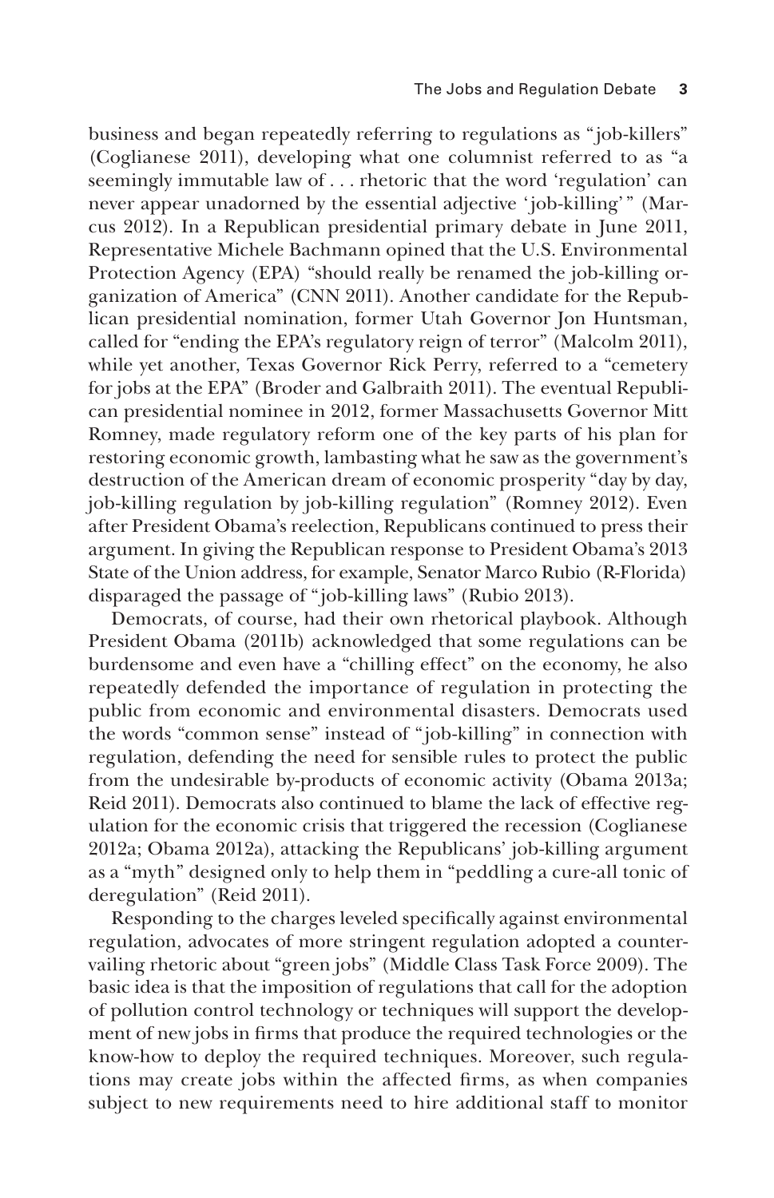business and began repeatedly referring to regulations as "job-killers" (Coglianese 2011), developing what one columnist referred to as "a seemingly immutable law of . . . rhetoric that the word 'regulation' can never appear unadorned by the essential adjective 'job-killing'" (Marcus 2012). In a Republican presidential primary debate in June 2011, Representative Michele Bachmann opined that the U.S. Environmental Protection Agency (EPA) "should really be renamed the job-killing organization of America" (CNN 2011). Another candidate for the Republican presidential nomination, former Utah Governor Jon Huntsman, called for "ending the EPA's regulatory reign of terror" (Malcolm 2011), while yet another, Texas Governor Rick Perry, referred to a "cemetery for jobs at the EPA" (Broder and Galbraith 2011). The eventual Republican presidential nominee in 2012, former Massachusetts Governor Mitt Romney, made regulatory reform one of the key parts of his plan for restoring economic growth, lambasting what he saw as the government's destruction of the American dream of economic prosperity "day by day, job-killing regulation by job-killing regulation" (Romney 2012). Even after President Obama's reelection, Republicans continued to press their argument. In giving the Republican response to President Obama's 2013 State of the Union address, for example, Senator Marco Rubio (R-Florida) disparaged the passage of "job-killing laws" (Rubio 2013).

Democrats, of course, had their own rhetorical playbook. Although President Obama (2011b) acknowledged that some regulations can be burdensome and even have a "chilling effect" on the economy, he also repeatedly defended the importance of regulation in protecting the public from economic and environmental disasters. Democrats used the words "common sense" instead of "job-killing" in connection with regulation, defending the need for sensible rules to protect the public from the undesirable by-products of economic activity (Obama 2013a; Reid 2011). Democrats also continued to blame the lack of effective regulation for the economic crisis that triggered the recession (Coglianese 2012a; Obama 2012a), attacking the Republicans' job-killing argument as a "myth" designed only to help them in "peddling a cure-all tonic of deregulation" (Reid 2011).

Responding to the charges leveled specifically against environmental regulation, advocates of more stringent regulation adopted a countervailing rhetoric about "green jobs" (Middle Class Task Force 2009). The basic idea is that the imposition of regulations that call for the adoption of pollution control technology or techniques will support the development of new jobs in firms that produce the required technologies or the know-how to deploy the required techniques. Moreover, such regulations may create jobs within the affected firms, as when companies subject to new requirements need to hire additional staff to monitor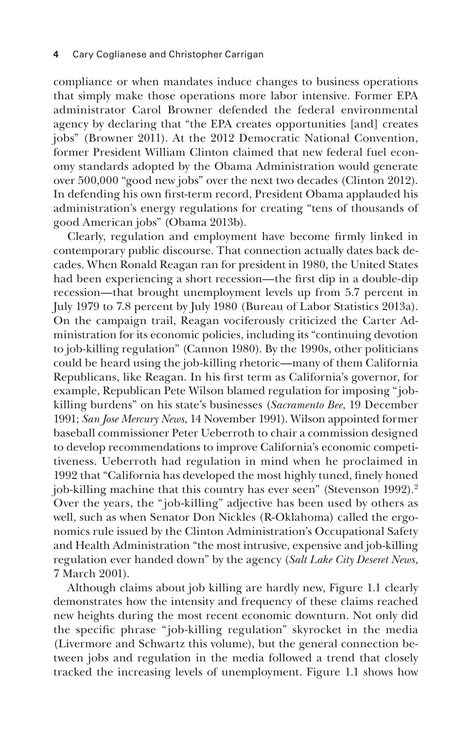compliance or when mandates induce changes to business operations that simply make those operations more labor intensive. Former EPA administrator Carol Browner defended the federal environmental agency by declaring that "the EPA creates opportunities [and] creates jobs" (Browner 2011). At the 2012 Democratic National Convention, former President William Clinton claimed that new federal fuel economy standards adopted by the Obama Administration would generate over 500,000 "good new jobs" over the next two decades (Clinton 2012). In defending his own first-term record, President Obama applauded his administration's energy regulations for creating "tens of thousands of good American jobs" (Obama 2013b).

Clearly, regulation and employment have become firmly linked in contemporary public discourse. That connection actually dates back decades. When Ronald Reagan ran for president in 1980, the United States had been experiencing a short recession—the first dip in a double-dip recession—that brought unemployment levels up from 5.7 percent in July 1979 to 7.8 percent by July 1980 (Bureau of Labor Statistics 2013a). On the campaign trail, Reagan vociferously criticized the Carter Administration for its economic policies, including its "continuing devotion to job-killing regulation" (Cannon 1980). By the 1990s, other politicians could be heard using the job-killing rhetoric—many of them California Republicans, like Reagan. In his first term as California's governor, for example, Republican Pete Wilson blamed regulation for imposing "job-killing burdens" on his state's businesses (*Sacramento Bee*, 19 December 1991; *San Jose Mercury News*, 14 November 1991). Wilson appointed former baseball commissioner Peter Ueberroth to chair a commission designed to develop recommendations to improve California's economic competitiveness. Ueberroth had regulation in mind when he proclaimed in 1992 that "California has developed the most highly tuned, finely honed job-killing machine that this country has ever seen" (Stevenson 1992).[2] Over the years, the "job-killing" adjective has been used by others as well, such as when Senator Don Nickles (R-Oklahoma) called the ergonomics rule issued by the Clinton Administration's Occupational Safety and Health Administration "the most intrusive, expensive and job-killing regulation ever handed down" by the agency (*Salt Lake City Deseret News*, 7 March 2001).

Although claims about job killing are hardly new, Figure 1.1 clearly demonstrates how the intensity and frequency of these claims reached new heights during the most recent economic downturn. Not only did the specific phrase "job-killing regulation" skyrocket in the media (Livermore and Schwartz this volume), but the general connection between jobs and regulation in the media followed a trend that closely tracked the increasing levels of unemployment. Figure 1.1 shows how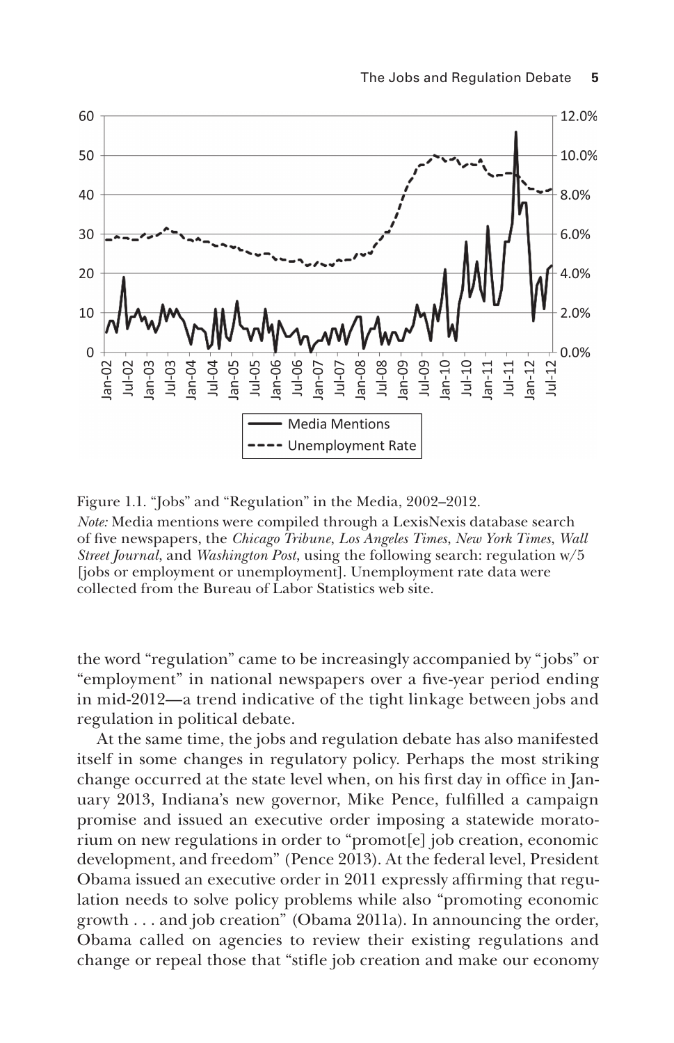Figure 1.1. "Jobs" and "Regulation" in the Media, 2002–2012.

*Note:* Media mentions were compiled through a LexisNexis database search of five newspapers, the *Chicago Tribune*, *Los Angeles Times*, *New York Times*, *Wall Street Journal*, and *Washington Post*, using the following search: regulation w/5 [jobs or employment or unemployment]. Unemployment rate data were collected from the Bureau of Labor Statistics web site.

the word "regulation" came to be increasingly accompanied by "jobs" or "employment" in national newspapers over a five-year period ending in mid-2012—a trend indicative of the tight linkage between jobs and regulation in political debate.

At the same time, the jobs and regulation debate has also manifested itself in some changes in regulatory policy. Perhaps the most striking change occurred at the state level when, on his first day in office in January 2013, Indiana's new governor, Mike Pence, fulfilled a campaign promise and issued an executive order imposing a statewide moratorium on new regulations in order to "promot[e] job creation, economic development, and freedom" (Pence 2013). At the federal level, President Obama issued an executive order in 2011 expressly affirming that regulation needs to solve policy problems while also "promoting economic growth . . . and job creation" (Obama 2011a). In announcing the order, Obama called on agencies to review their existing regulations and change or repeal those that "stifle job creation and make our economy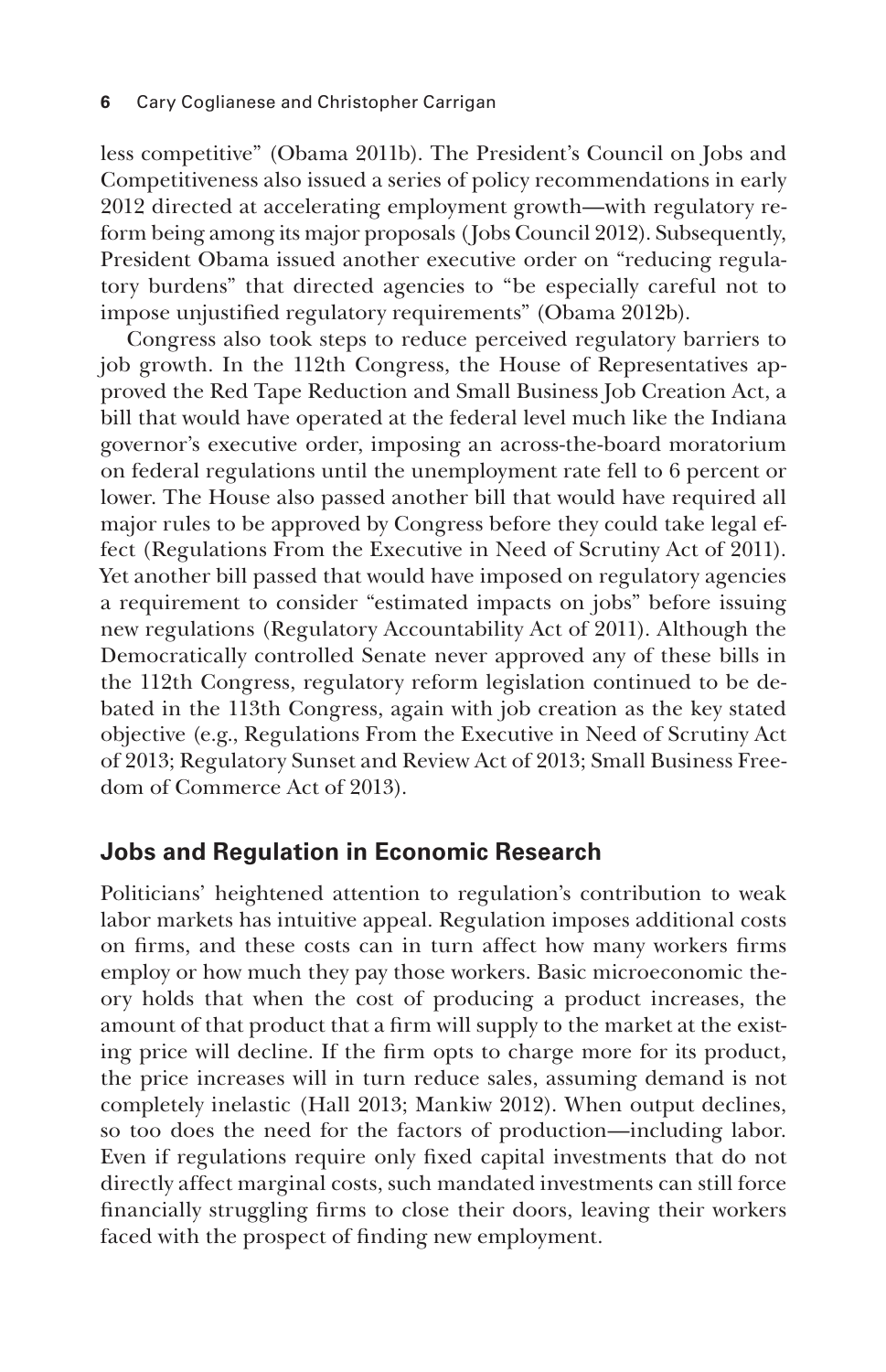less competitive" (Obama 2011b). The President's Council on Jobs and Competitiveness also issued a series of policy recommendations in early 2012 directed at accelerating employment growth—with regulatory reform being among its major proposals (Jobs Council 2012). Subsequently, President Obama issued another executive order on "reducing regulatory burdens" that directed agencies to "be especially careful not to impose unjustified regulatory requirements" (Obama 2012b).

Congress also took steps to reduce perceived regulatory barriers to job growth. In the 112th Congress, the House of Representatives approved the Red Tape Reduction and Small Business Job Creation Act, a bill that would have operated at the federal level much like the Indiana governor's executive order, imposing an across-the-board moratorium on federal regulations until the unemployment rate fell to 6 percent or lower. The House also passed another bill that would have required all major rules to be approved by Congress before they could take legal effect (Regulations From the Executive in Need of Scrutiny Act of 2011). Yet another bill passed that would have imposed on regulatory agencies a requirement to consider "estimated impacts on jobs" before issuing new regulations (Regulatory Accountability Act of 2011). Although the Democratically controlled Senate never approved any of these bills in the 112th Congress, regulatory reform legislation continued to be debated in the 113th Congress, again with job creation as the key stated objective (e.g., Regulations From the Executive in Need of Scrutiny Act of 2013; Regulatory Sunset and Review Act of 2013; Small Business Freedom of Commerce Act of 2013).

## Jobs and Regulation in Economic Research

Politicians' heightened attention to regulation's contribution to weak labor markets has intuitive appeal. Regulation imposes additional costs on firms, and these costs can in turn affect how many workers firms employ or how much they pay those workers. Basic microeconomic theory holds that when the cost of producing a product increases, the amount of that product that a firm will supply to the market at the existing price will decline. If the firm opts to charge more for its product, the price increases will in turn reduce sales, assuming demand is not completely inelastic (Hall 2013; Mankiw 2012). When output declines, so too does the need for the factors of production—including labor. Even if regulations require only fixed capital investments that do not directly affect marginal costs, such mandated investments can still force financially struggling firms to close their doors, leaving their workers faced with the prospect of finding new employment.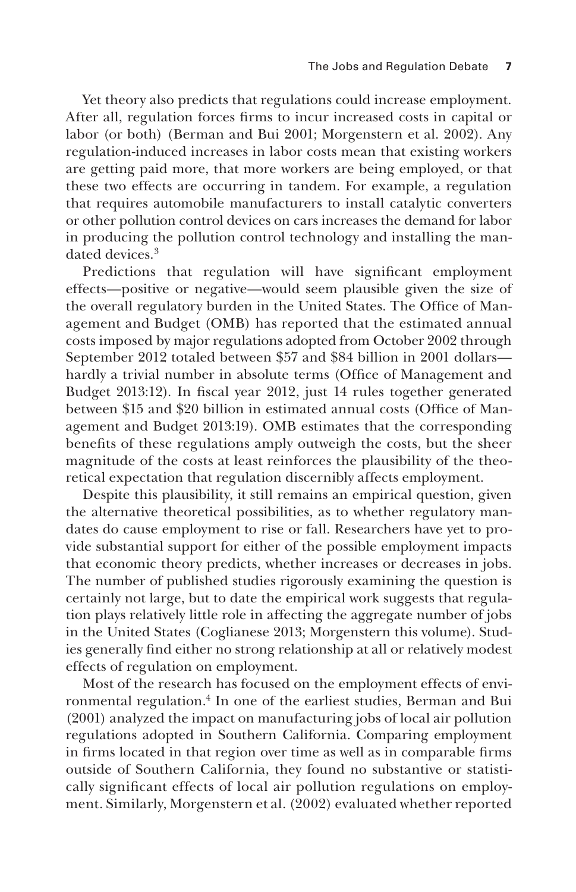Yet theory also predicts that regulations could increase employment. After all, regulation forces firms to incur increased costs in capital or labor (or both) (Berman and Bui 2001; Morgenstern et al. 2002). Any regulation-induced increases in labor costs mean that existing workers are getting paid more, that more workers are being employed, or that these two effects are occurring in tandem. For example, a regulation that requires automobile manufacturers to install catalytic converters or other pollution control devices on cars increases the demand for labor in producing the pollution control technology and installing the mandated devices.[3]

Predictions that regulation will have significant employment effects—positive or negative—would seem plausible given the size of the overall regulatory burden in the United States. The Office of Management and Budget (OMB) has reported that the estimated annual costs imposed by major regulations adopted from October 2002 through September 2012 totaled between $57 and $84 billion in 2001 dollars—hardly a trivial number in absolute terms (Office of Management and Budget 2013:12). In fiscal year 2012, just 14 rules together generated between $15 and $20 billion in estimated annual costs (Office of Management and Budget 2013:19). OMB estimates that the corresponding benefits of these regulations amply outweigh the costs, but the sheer magnitude of the costs at least reinforces the plausibility of the theoretical expectation that regulation discernibly affects employment.

Despite this plausibility, it still remains an empirical question, given the alternative theoretical possibilities, as to whether regulatory mandates do cause employment to rise or fall. Researchers have yet to provide substantial support for either of the possible employment impacts that economic theory predicts, whether increases or decreases in jobs. The number of published studies rigorously examining the question is certainly not large, but to date the empirical work suggests that regulation plays relatively little role in affecting the aggregate number of jobs in the United States (Coglianese 2013; Morgenstern this volume). Studies generally find either no strong relationship at all or relatively modest effects of regulation on employment.

Most of the research has focused on the employment effects of environmental regulation.[4] In one of the earliest studies, Berman and Bui (2001) analyzed the impact on manufacturing jobs of local air pollution regulations adopted in Southern California. Comparing employment in firms located in that region over time as well as in comparable firms outside of Southern California, they found no substantive or statistically significant effects of local air pollution regulations on employment. Similarly, Morgenstern et al. (2002) evaluated whether reported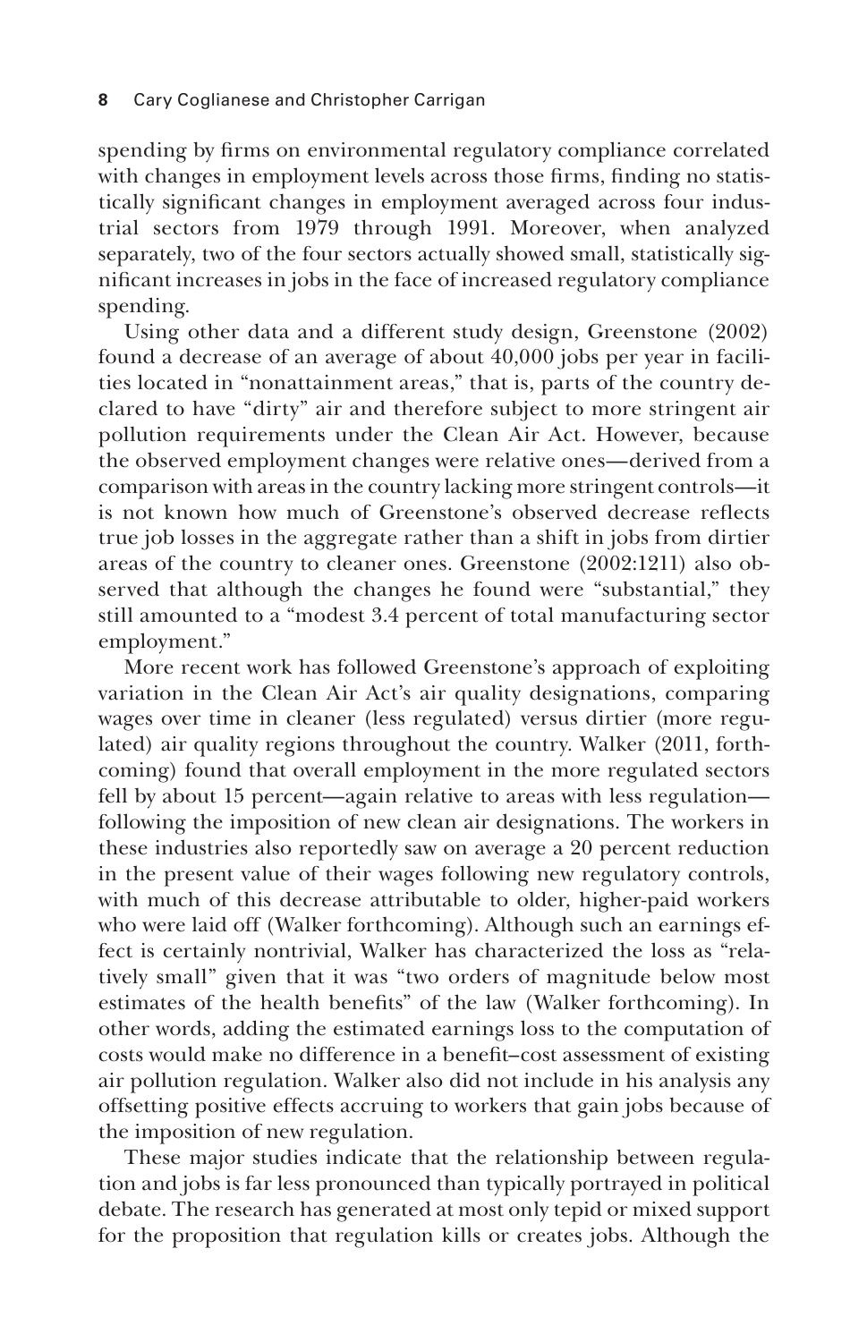spending by firms on environmental regulatory compliance correlated with changes in employment levels across those firms, finding no statistically significant changes in employment averaged across four industrial sectors from 1979 through 1991. Moreover, when analyzed separately, two of the four sectors actually showed small, statistically significant increases in jobs in the face of increased regulatory compliance spending.

Using other data and a different study design, Greenstone (2002) found a decrease of an average of about 40,000 jobs per year in facilities located in "nonattainment areas," that is, parts of the country declared to have "dirty" air and therefore subject to more stringent air pollution requirements under the Clean Air Act. However, because the observed employment changes were relative ones—derived from a comparison with areas in the country lacking more stringent controls—it is not known how much of Greenstone's observed decrease reflects true job losses in the aggregate rather than a shift in jobs from dirtier areas of the country to cleaner ones. Greenstone (2002:1211) also observed that although the changes he found were "substantial," they still amounted to a "modest 3.4 percent of total manufacturing sector employment."

More recent work has followed Greenstone's approach of exploiting variation in the Clean Air Act's air quality designations, comparing wages over time in cleaner (less regulated) versus dirtier (more regulated) air quality regions throughout the country. Walker (2011, forthcoming) found that overall employment in the more regulated sectors fell by about 15 percent—again relative to areas with less regulation—following the imposition of new clean air designations. The workers in these industries also reportedly saw on average a 20 percent reduction in the present value of their wages following new regulatory controls, with much of this decrease attributable to older, higher-paid workers who were laid off (Walker forthcoming). Although such an earnings effect is certainly nontrivial, Walker has characterized the loss as "relatively small" given that it was "two orders of magnitude below most estimates of the health benefits" of the law (Walker forthcoming). In other words, adding the estimated earnings loss to the computation of costs would make no difference in a benefit–cost assessment of existing air pollution regulation. Walker also did not include in his analysis any offsetting positive effects accruing to workers that gain jobs because of the imposition of new regulation.

These major studies indicate that the relationship between regulation and jobs is far less pronounced than typically portrayed in political debate. The research has generated at most only tepid or mixed support for the proposition that regulation kills or creates jobs. Although the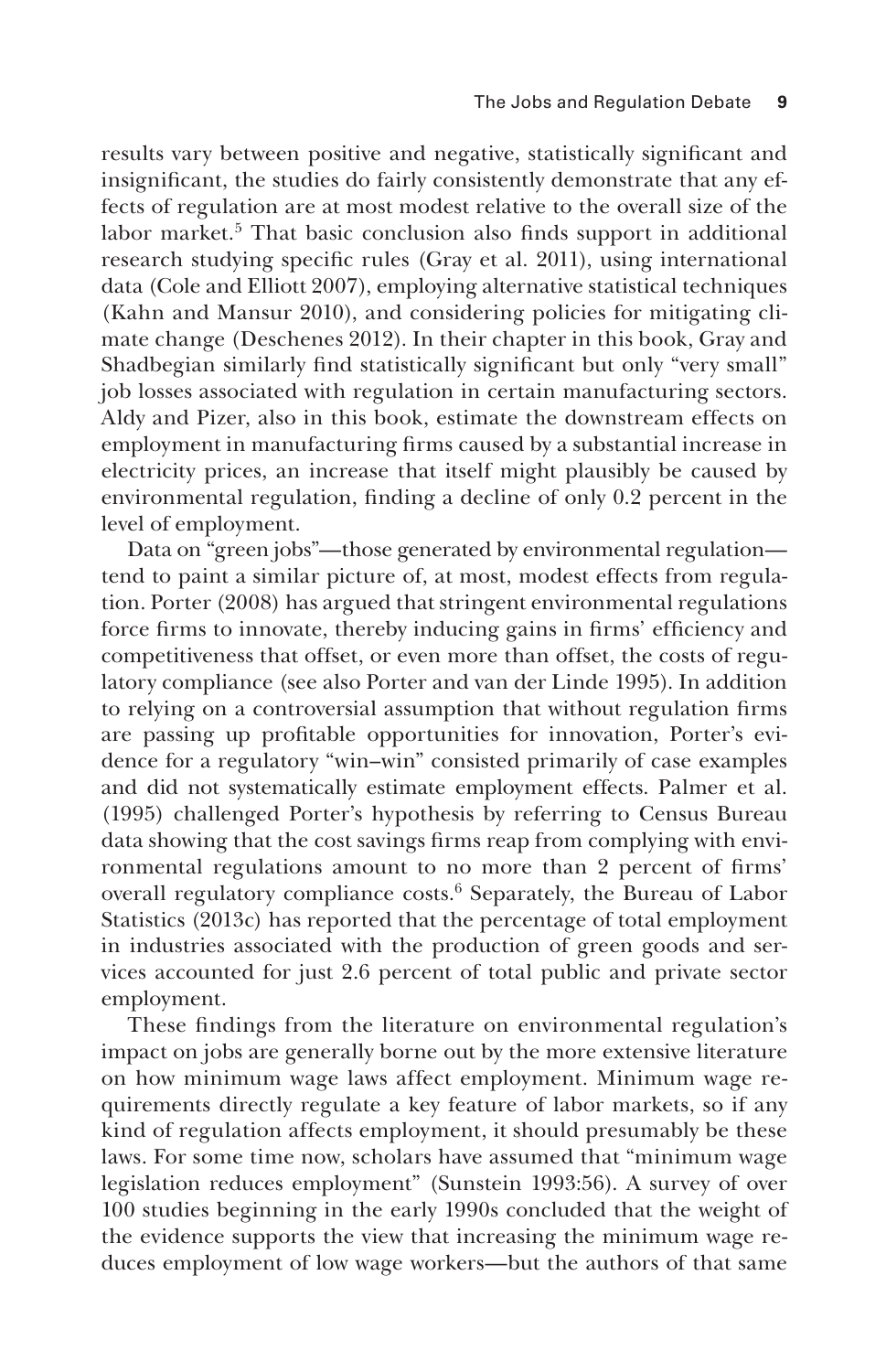results vary between positive and negative, statistically significant and insignificant, the studies do fairly consistently demonstrate that any effects of regulation are at most modest relative to the overall size of the labor market.[5] That basic conclusion also finds support in additional research studying specific rules (Gray et al. 2011), using international data (Cole and Elliott 2007), employing alternative statistical techniques (Kahn and Mansur 2010), and considering policies for mitigating climate change (Deschenes 2012). In their chapter in this book, Gray and Shadbegian similarly find statistically significant but only "very small" job losses associated with regulation in certain manufacturing sectors. Aldy and Pizer, also in this book, estimate the downstream effects on employment in manufacturing firms caused by a substantial increase in electricity prices, an increase that itself might plausibly be caused by environmental regulation, finding a decline of only 0.2 percent in the level of employment.

Data on "green jobs"—those generated by environmental regulation—tend to paint a similar picture of, at most, modest effects from regulation. Porter (2008) has argued that stringent environmental regulations force firms to innovate, thereby inducing gains in firms' efficiency and competitiveness that offset, or even more than offset, the costs of regulatory compliance (see also Porter and van der Linde 1995). In addition to relying on a controversial assumption that without regulation firms are passing up profitable opportunities for innovation, Porter's evidence for a regulatory "win–win" consisted primarily of case examples and did not systematically estimate employment effects. Palmer et al. (1995) challenged Porter's hypothesis by referring to Census Bureau data showing that the cost savings firms reap from complying with environmental regulations amount to no more than 2 percent of firms' overall regulatory compliance costs.[6] Separately, the Bureau of Labor Statistics (2013c) has reported that the percentage of total employment in industries associated with the production of green goods and services accounted for just 2.6 percent of total public and private sector employment.

These findings from the literature on environmental regulation's impact on jobs are generally borne out by the more extensive literature on how minimum wage laws affect employment. Minimum wage requirements directly regulate a key feature of labor markets, so if any kind of regulation affects employment, it should presumably be these laws. For some time now, scholars have assumed that "minimum wage legislation reduces employment" (Sunstein 1993:56). A survey of over 100 studies beginning in the early 1990s concluded that the weight of the evidence supports the view that increasing the minimum wage reduces employment of low wage workers—but the authors of that same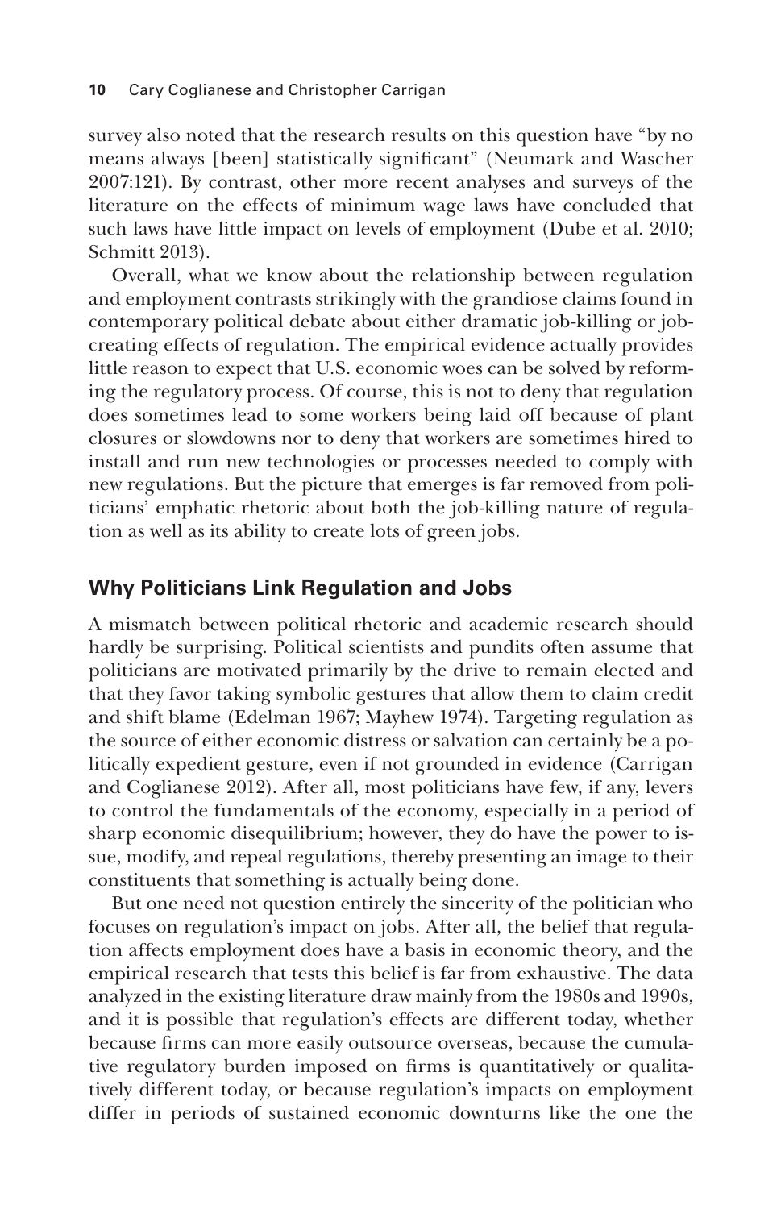survey also noted that the research results on this question have "by no means always [been] statistically significant" (Neumark and Wascher 2007:121). By contrast, other more recent analyses and surveys of the literature on the effects of minimum wage laws have concluded that such laws have little impact on levels of employment (Dube et al. 2010; Schmitt 2013).

Overall, what we know about the relationship between regulation and employment contrasts strikingly with the grandiose claims found in contemporary political debate about either dramatic job-killing or job-creating effects of regulation. The empirical evidence actually provides little reason to expect that U.S. economic woes can be solved by reforming the regulatory process. Of course, this is not to deny that regulation does sometimes lead to some workers being laid off because of plant closures or slowdowns nor to deny that workers are sometimes hired to install and run new technologies or processes needed to comply with new regulations. But the picture that emerges is far removed from politicians' emphatic rhetoric about both the job-killing nature of regulation as well as its ability to create lots of green jobs.

## Why Politicians Link Regulation and Jobs

A mismatch between political rhetoric and academic research should hardly be surprising. Political scientists and pundits often assume that politicians are motivated primarily by the drive to remain elected and that they favor taking symbolic gestures that allow them to claim credit and shift blame (Edelman 1967; Mayhew 1974). Targeting regulation as the source of either economic distress or salvation can certainly be a politically expedient gesture, even if not grounded in evidence (Carrigan and Coglianese 2012). After all, most politicians have few, if any, levers to control the fundamentals of the economy, especially in a period of sharp economic disequilibrium; however, they do have the power to issue, modify, and repeal regulations, thereby presenting an image to their constituents that something is actually being done.

But one need not question entirely the sincerity of the politician who focuses on regulation's impact on jobs. After all, the belief that regulation affects employment does have a basis in economic theory, and the empirical research that tests this belief is far from exhaustive. The data analyzed in the existing literature draw mainly from the 1980s and 1990s, and it is possible that regulation's effects are different today, whether because firms can more easily outsource overseas, because the cumulative regulatory burden imposed on firms is quantitatively or qualitatively different today, or because regulation's impacts on employment differ in periods of sustained economic downturns like the one the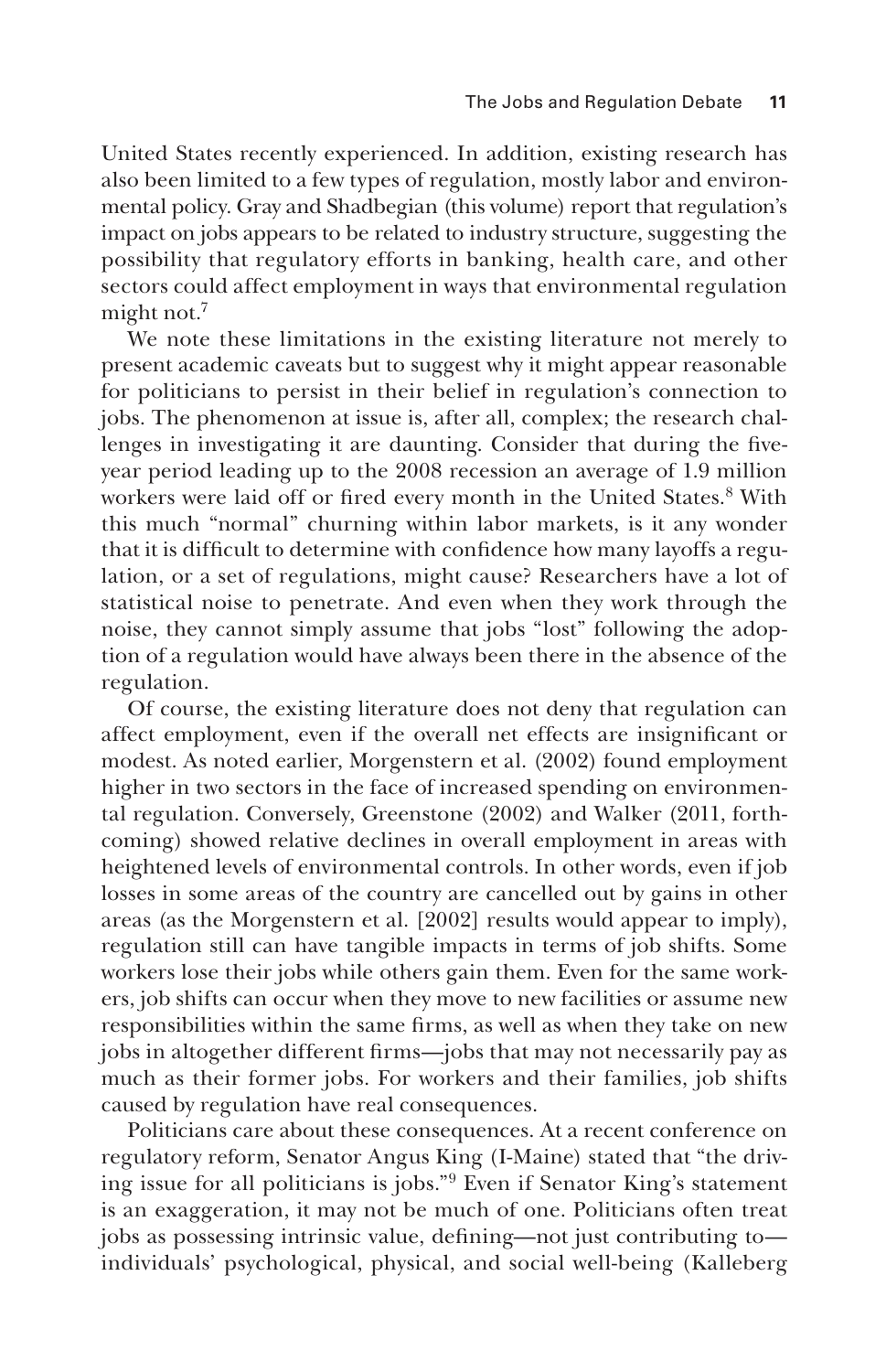United States recently experienced. In addition, existing research has also been limited to a few types of regulation, mostly labor and environmental policy. Gray and Shadbegian (this volume) report that regulation's impact on jobs appears to be related to industry structure, suggesting the possibility that regulatory efforts in banking, health care, and other sectors could affect employment in ways that environmental regulation might not.[7]

We note these limitations in the existing literature not merely to present academic caveats but to suggest why it might appear reasonable for politicians to persist in their belief in regulation's connection to jobs. The phenomenon at issue is, after all, complex; the research challenges in investigating it are daunting. Consider that during the five-year period leading up to the 2008 recession an average of 1.9 million workers were laid off or fired every month in the United States.[8] With this much "normal" churning within labor markets, is it any wonder that it is difficult to determine with confidence how many layoffs a regulation, or a set of regulations, might cause? Researchers have a lot of statistical noise to penetrate. And even when they work through the noise, they cannot simply assume that jobs "lost" following the adoption of a regulation would have always been there in the absence of the regulation.

Of course, the existing literature does not deny that regulation can affect employment, even if the overall net effects are insignificant or modest. As noted earlier, Morgenstern et al. (2002) found employment higher in two sectors in the face of increased spending on environmental regulation. Conversely, Greenstone (2002) and Walker (2011, forthcoming) showed relative declines in overall employment in areas with heightened levels of environmental controls. In other words, even if job losses in some areas of the country are cancelled out by gains in other areas (as the Morgenstern et al. [2002] results would appear to imply), regulation still can have tangible impacts in terms of job shifts. Some workers lose their jobs while others gain them. Even for the same workers, job shifts can occur when they move to new facilities or assume new responsibilities within the same firms, as well as when they take on new jobs in altogether different firms—jobs that may not necessarily pay as much as their former jobs. For workers and their families, job shifts caused by regulation have real consequences.

Politicians care about these consequences. At a recent conference on regulatory reform, Senator Angus King (I-Maine) stated that "the driving issue for all politicians is jobs."[9] Even if Senator King's statement is an exaggeration, it may not be much of one. Politicians often treat jobs as possessing intrinsic value, defining—not just contributing to—individuals' psychological, physical, and social well-being (Kalleberg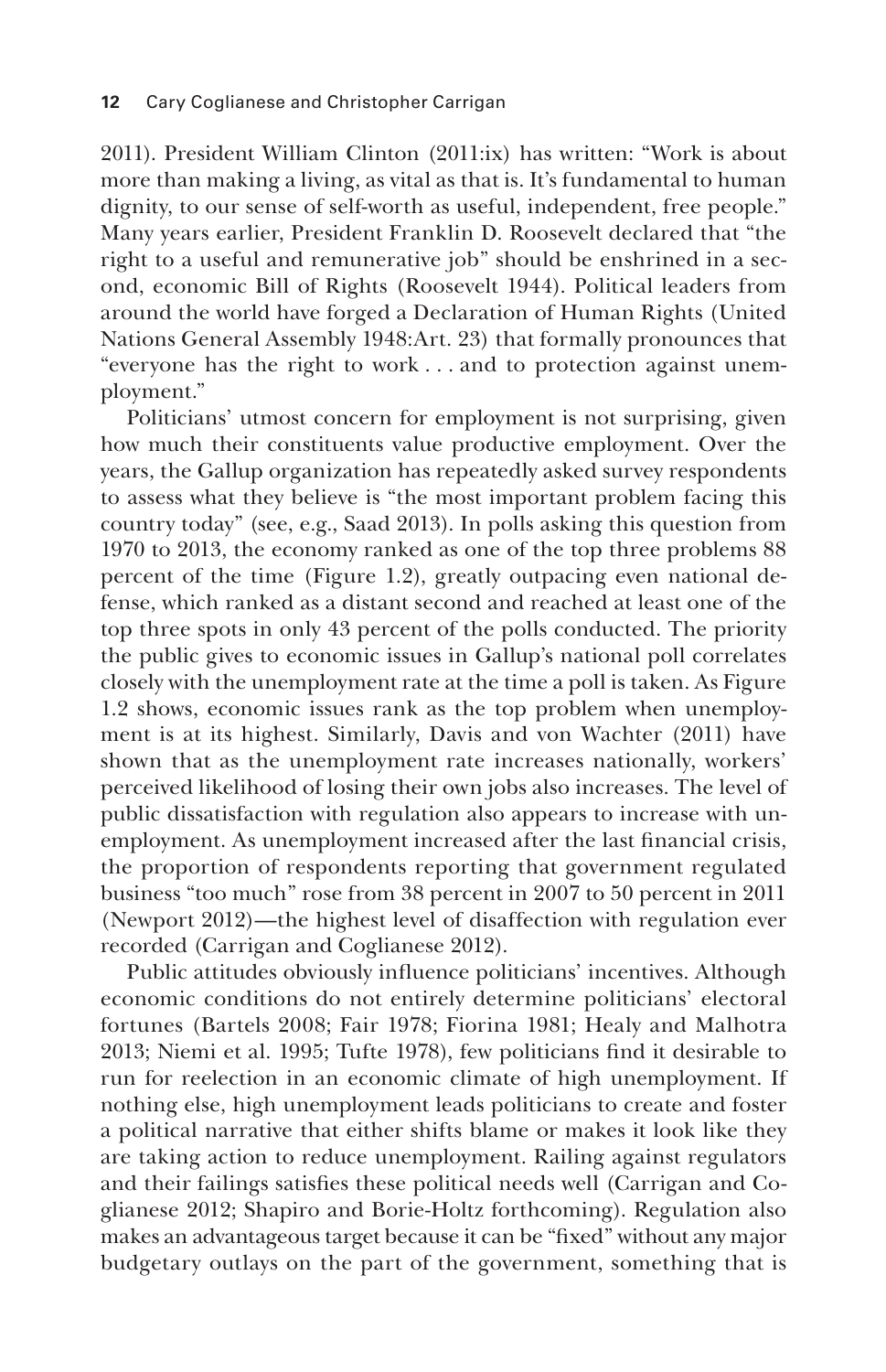2011). President William Clinton (2011:ix) has written: "Work is about more than making a living, as vital as that is. It's fundamental to human dignity, to our sense of self-worth as useful, independent, free people." Many years earlier, President Franklin D. Roosevelt declared that "the right to a useful and remunerative job" should be enshrined in a second, economic Bill of Rights (Roosevelt 1944). Political leaders from around the world have forged a Declaration of Human Rights (United Nations General Assembly 1948:Art. 23) that formally pronounces that "everyone has the right to work . . . and to protection against unemployment."

Politicians' utmost concern for employment is not surprising, given how much their constituents value productive employment. Over the years, the Gallup organization has repeatedly asked survey respondents to assess what they believe is "the most important problem facing this country today" (see, e.g., Saad 2013). In polls asking this question from 1970 to 2013, the economy ranked as one of the top three problems 88 percent of the time (Figure 1.2), greatly outpacing even national defense, which ranked as a distant second and reached at least one of the top three spots in only 43 percent of the polls conducted. The priority the public gives to economic issues in Gallup's national poll correlates closely with the unemployment rate at the time a poll is taken. As Figure 1.2 shows, economic issues rank as the top problem when unemployment is at its highest. Similarly, Davis and von Wachter (2011) have shown that as the unemployment rate increases nationally, workers' perceived likelihood of losing their own jobs also increases. The level of public dissatisfaction with regulation also appears to increase with unemployment. As unemployment increased after the last financial crisis, the proportion of respondents reporting that government regulated business "too much" rose from 38 percent in 2007 to 50 percent in 2011 (Newport 2012)—the highest level of disaffection with regulation ever recorded (Carrigan and Coglianese 2012).

Public attitudes obviously influence politicians' incentives. Although economic conditions do not entirely determine politicians' electoral fortunes (Bartels 2008; Fair 1978; Fiorina 1981; Healy and Malhotra 2013; Niemi et al. 1995; Tufte 1978), few politicians find it desirable to run for reelection in an economic climate of high unemployment. If nothing else, high unemployment leads politicians to create and foster a political narrative that either shifts blame or makes it look like they are taking action to reduce unemployment. Railing against regulators and their failings satisfies these political needs well (Carrigan and Coglianese 2012; Shapiro and Borie-Holtz forthcoming). Regulation also makes an advantageous target because it can be "fixed" without any major budgetary outlays on the part of the government, something that is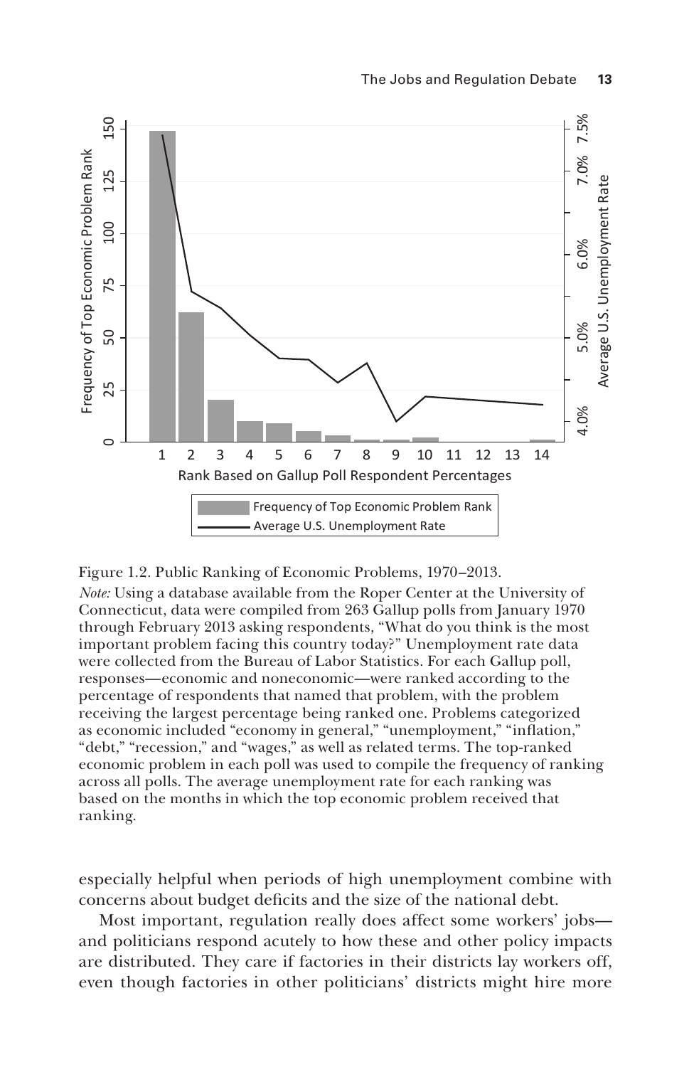Figure 1.2. Public Ranking of Economic Problems, 1970–2013.

*Note:* Using a database available from the Roper Center at the University of Connecticut, data were compiled from 263 Gallup polls from January 1970 through February 2013 asking respondents, "What do you think is the most important problem facing this country today?" Unemployment rate data were collected from the Bureau of Labor Statistics. For each Gallup poll, responses—economic and noneconomic—were ranked according to the percentage of respondents that named that problem, with the problem receiving the largest percentage being ranked one. Problems categorized as economic included "economy in general," "unemployment," "inflation," "debt," "recession," and "wages," as well as related terms. The top-ranked economic problem in each poll was used to compile the frequency of ranking across all polls. The average unemployment rate for each ranking was based on the months in which the top economic problem received that ranking.

especially helpful when periods of high unemployment combine with concerns about budget deficits and the size of the national debt.

Most important, regulation really does affect some workers' jobs—and politicians respond acutely to how these and other policy impacts are distributed. They care if factories in their districts lay workers off, even though factories in other politicians' districts might hire more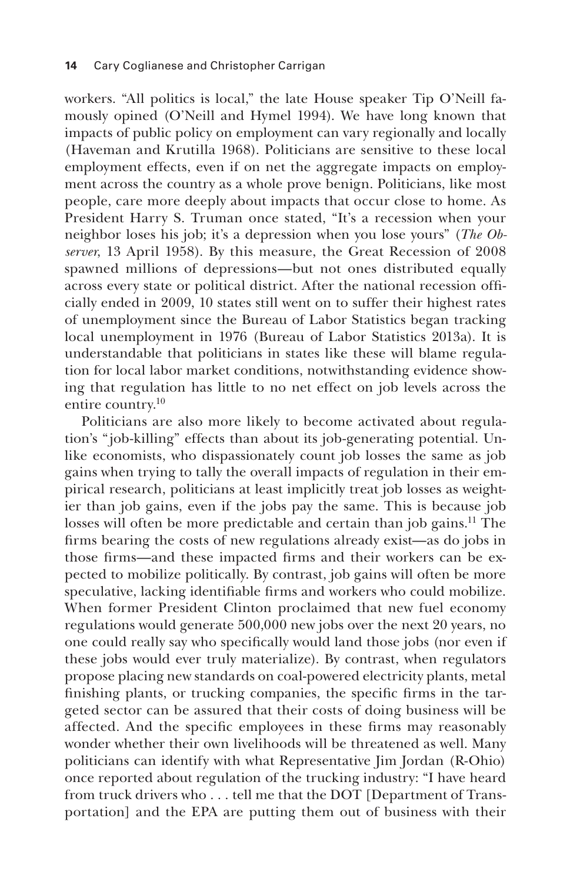workers. "All politics is local," the late House speaker Tip O'Neill famously opined (O'Neill and Hymel 1994). We have long known that impacts of public policy on employment can vary regionally and locally (Haveman and Krutilla 1968). Politicians are sensitive to these local employment effects, even if on net the aggregate impacts on employment across the country as a whole prove benign. Politicians, like most people, care more deeply about impacts that occur close to home. As President Harry S. Truman once stated, "It's a recession when your neighbor loses his job; it's a depression when you lose yours" (*The Observer*, 13 April 1958). By this measure, the Great Recession of 2008 spawned millions of depressions—but not ones distributed equally across every state or political district. After the national recession officially ended in 2009, 10 states still went on to suffer their highest rates of unemployment since the Bureau of Labor Statistics began tracking local unemployment in 1976 (Bureau of Labor Statistics 2013a). It is understandable that politicians in states like these will blame regulation for local labor market conditions, notwithstanding evidence showing that regulation has little to no net effect on job levels across the entire country.[10]

Politicians are also more likely to become activated about regulation's "job-killing" effects than about its job-generating potential. Unlike economists, who dispassionately count job losses the same as job gains when trying to tally the overall impacts of regulation in their empirical research, politicians at least implicitly treat job losses as weightier than job gains, even if the jobs pay the same. This is because job losses will often be more predictable and certain than job gains.[11] The firms bearing the costs of new regulations already exist—as do jobs in those firms—and these impacted firms and their workers can be expected to mobilize politically. By contrast, job gains will often be more speculative, lacking identifiable firms and workers who could mobilize. When former President Clinton proclaimed that new fuel economy regulations would generate 500,000 new jobs over the next 20 years, no one could really say who specifically would land those jobs (nor even if these jobs would ever truly materialize). By contrast, when regulators propose placing new standards on coal-powered electricity plants, metal finishing plants, or trucking companies, the specific firms in the targeted sector can be assured that their costs of doing business will be affected. And the specific employees in these firms may reasonably wonder whether their own livelihoods will be threatened as well. Many politicians can identify with what Representative Jim Jordan (R-Ohio) once reported about regulation of the trucking industry: "I have heard from truck drivers who . . . tell me that the DOT [Department of Transportation] and the EPA are putting them out of business with their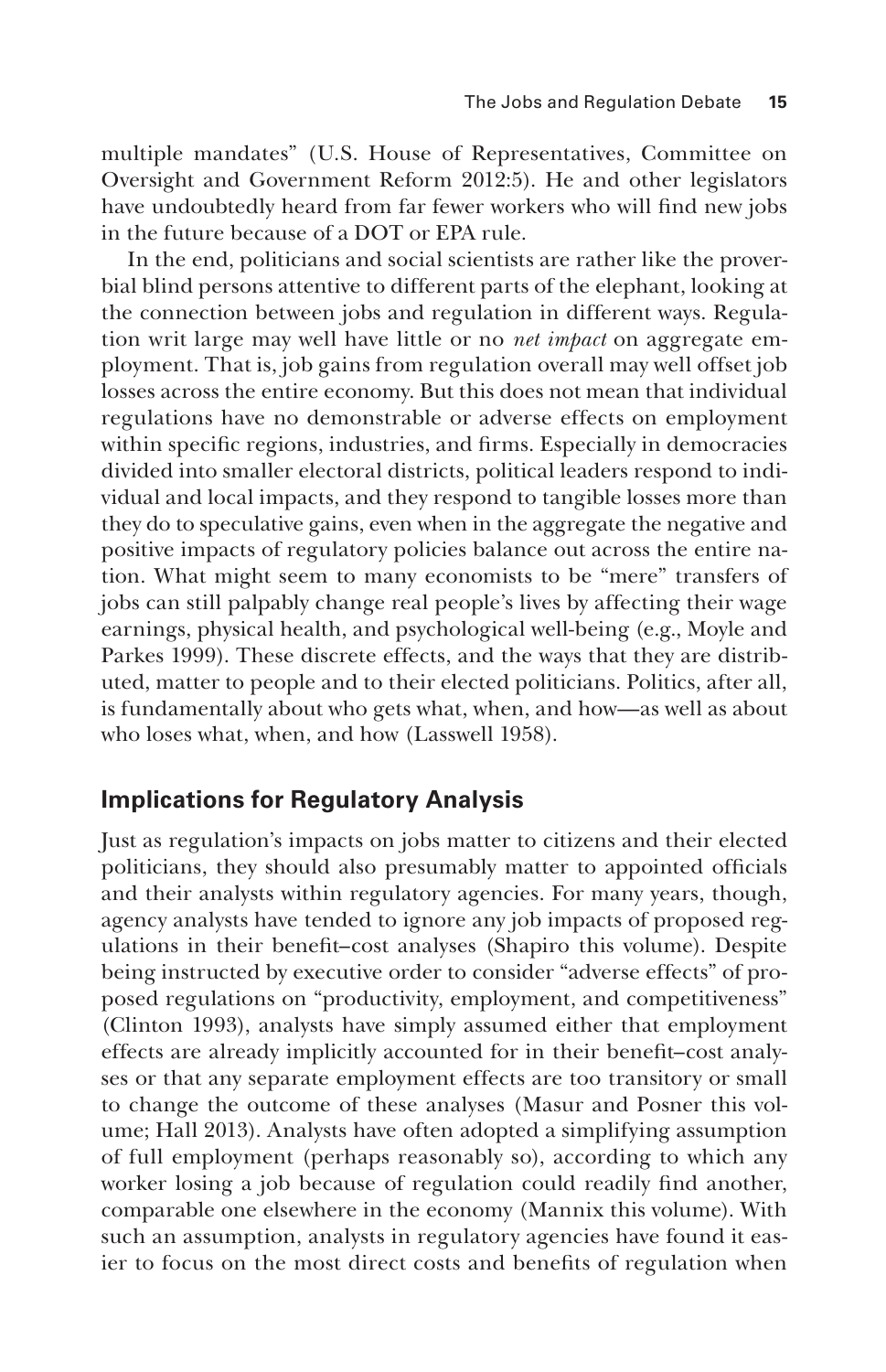multiple mandates" (U.S. House of Representatives, Committee on Oversight and Government Reform 2012:5). He and other legislators have undoubtedly heard from far fewer workers who will find new jobs in the future because of a DOT or EPA rule.

In the end, politicians and social scientists are rather like the proverbial blind persons attentive to different parts of the elephant, looking at the connection between jobs and regulation in different ways. Regulation writ large may well have little or no *net impact* on aggregate employment. That is, job gains from regulation overall may well offset job losses across the entire economy. But this does not mean that individual regulations have no demonstrable or adverse effects on employment within specific regions, industries, and firms. Especially in democracies divided into smaller electoral districts, political leaders respond to individual and local impacts, and they respond to tangible losses more than they do to speculative gains, even when in the aggregate the negative and positive impacts of regulatory policies balance out across the entire nation. What might seem to many economists to be "mere" transfers of jobs can still palpably change real people's lives by affecting their wage earnings, physical health, and psychological well-being (e.g., Moyle and Parkes 1999). These discrete effects, and the ways that they are distributed, matter to people and to their elected politicians. Politics, after all, is fundamentally about who gets what, when, and how—as well as about who loses what, when, and how (Lasswell 1958).

## Implications for Regulatory Analysis

Just as regulation's impacts on jobs matter to citizens and their elected politicians, they should also presumably matter to appointed officials and their analysts within regulatory agencies. For many years, though, agency analysts have tended to ignore any job impacts of proposed regulations in their benefit–cost analyses (Shapiro this volume). Despite being instructed by executive order to consider "adverse effects" of proposed regulations on "productivity, employment, and competitiveness" (Clinton 1993), analysts have simply assumed either that employment effects are already implicitly accounted for in their benefit–cost analyses or that any separate employment effects are too transitory or small to change the outcome of these analyses (Masur and Posner this volume; Hall 2013). Analysts have often adopted a simplifying assumption of full employment (perhaps reasonably so), according to which any worker losing a job because of regulation could readily find another, comparable one elsewhere in the economy (Mannix this volume). With such an assumption, analysts in regulatory agencies have found it easier to focus on the most direct costs and benefits of regulation when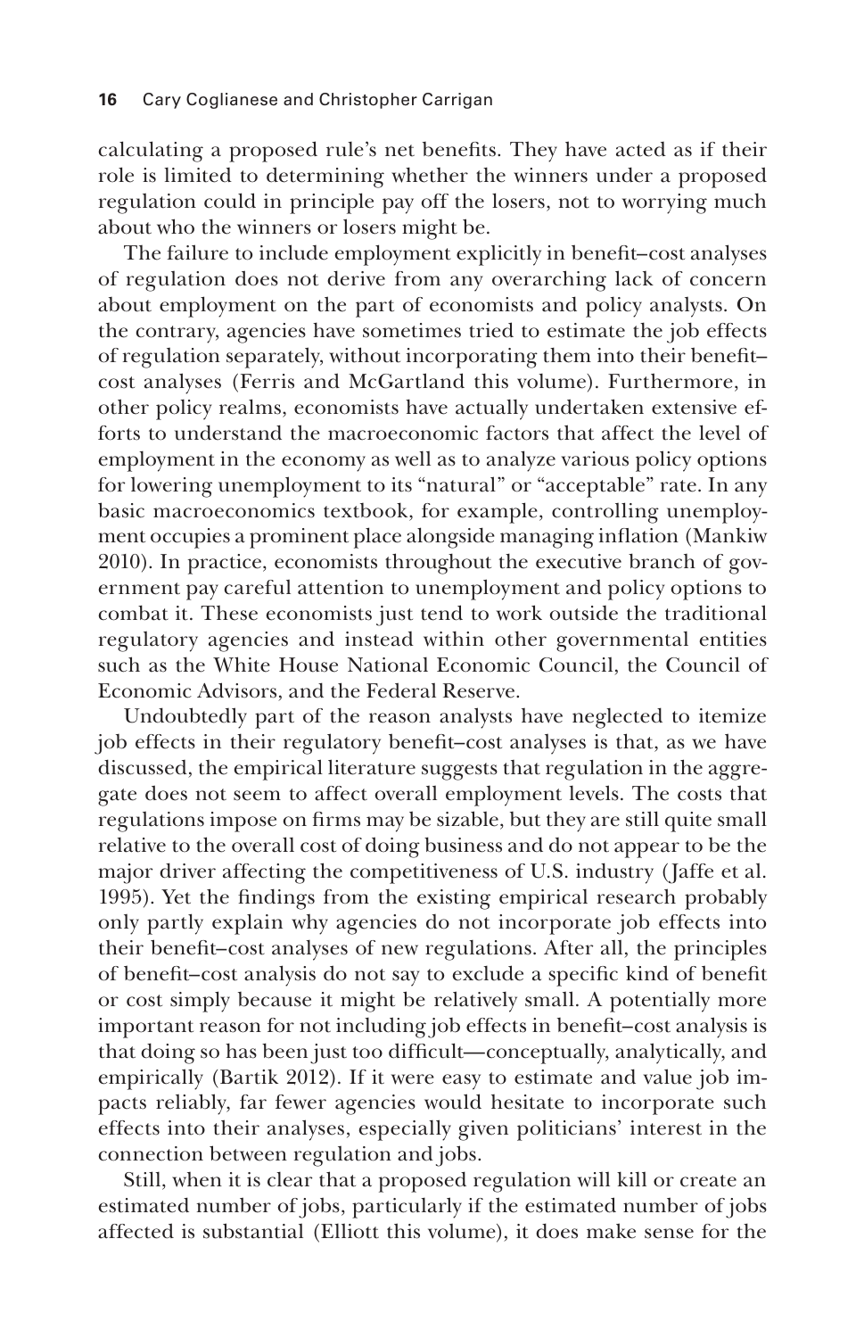calculating a proposed rule's net benefits. They have acted as if their role is limited to determining whether the winners under a proposed regulation could in principle pay off the losers, not to worrying much about who the winners or losers might be.

The failure to include employment explicitly in benefit–cost analyses of regulation does not derive from any overarching lack of concern about employment on the part of economists and policy analysts. On the contrary, agencies have sometimes tried to estimate the job effects of regulation separately, without incorporating them into their benefit–cost analyses (Ferris and McGartland this volume). Furthermore, in other policy realms, economists have actually undertaken extensive efforts to understand the macroeconomic factors that affect the level of employment in the economy as well as to analyze various policy options for lowering unemployment to its "natural" or "acceptable" rate. In any basic macroeconomics textbook, for example, controlling unemployment occupies a prominent place alongside managing inflation (Mankiw 2010). In practice, economists throughout the executive branch of government pay careful attention to unemployment and policy options to combat it. These economists just tend to work outside the traditional regulatory agencies and instead within other governmental entities such as the White House National Economic Council, the Council of Economic Advisors, and the Federal Reserve.

Undoubtedly part of the reason analysts have neglected to itemize job effects in their regulatory benefit–cost analyses is that, as we have discussed, the empirical literature suggests that regulation in the aggregate does not seem to affect overall employment levels. The costs that regulations impose on firms may be sizable, but they are still quite small relative to the overall cost of doing business and do not appear to be the major driver affecting the competitiveness of U.S. industry (Jaffe et al. 1995). Yet the findings from the existing empirical research probably only partly explain why agencies do not incorporate job effects into their benefit–cost analyses of new regulations. After all, the principles of benefit–cost analysis do not say to exclude a specific kind of benefit or cost simply because it might be relatively small. A potentially more important reason for not including job effects in benefit–cost analysis is that doing so has been just too difficult—conceptually, analytically, and empirically (Bartik 2012). If it were easy to estimate and value job impacts reliably, far fewer agencies would hesitate to incorporate such effects into their analyses, especially given politicians' interest in the connection between regulation and jobs.

Still, when it is clear that a proposed regulation will kill or create an estimated number of jobs, particularly if the estimated number of jobs affected is substantial (Elliott this volume), it does make sense for the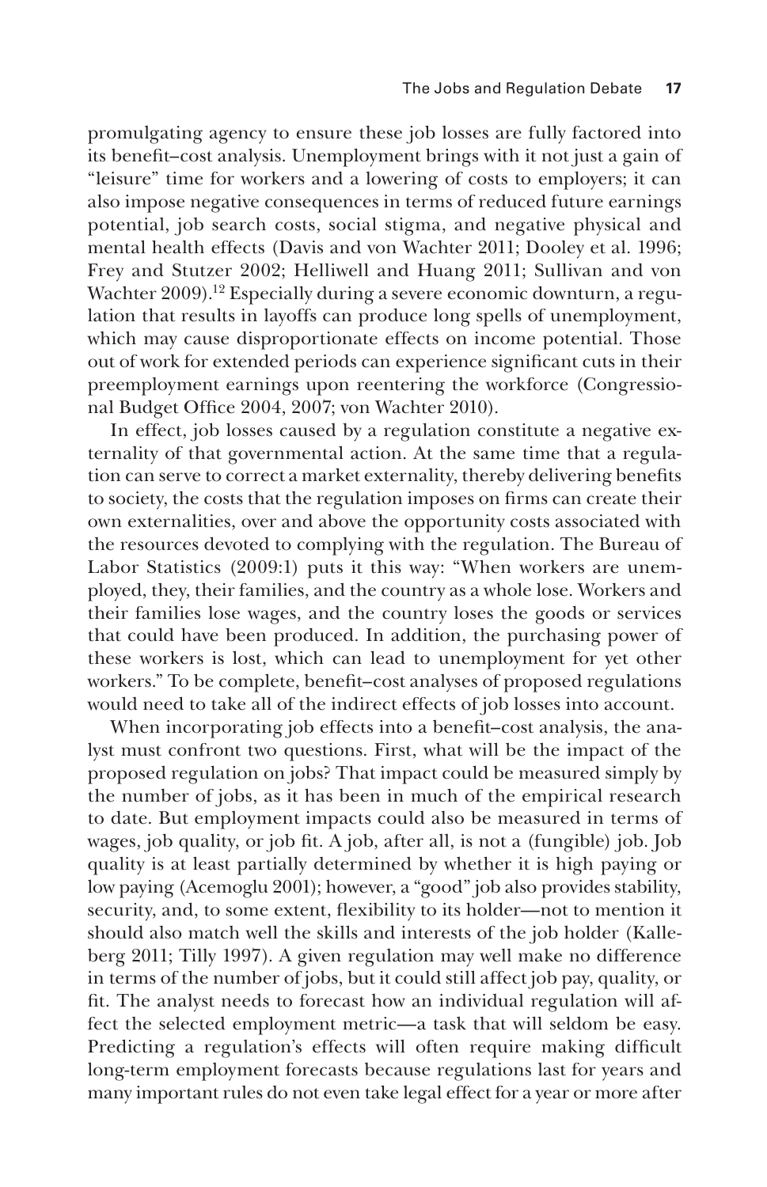promulgating agency to ensure these job losses are fully factored into its benefit–cost analysis. Unemployment brings with it not just a gain of "leisure" time for workers and a lowering of costs to employers; it can also impose negative consequences in terms of reduced future earnings potential, job search costs, social stigma, and negative physical and mental health effects (Davis and von Wachter 2011; Dooley et al. 1996; Frey and Stutzer 2002; Helliwell and Huang 2011; Sullivan and von Wachter 2009).[12] Especially during a severe economic downturn, a regulation that results in layoffs can produce long spells of unemployment, which may cause disproportionate effects on income potential. Those out of work for extended periods can experience significant cuts in their preemployment earnings upon reentering the workforce (Congressional Budget Office 2004, 2007; von Wachter 2010).

In effect, job losses caused by a regulation constitute a negative externality of that governmental action. At the same time that a regulation can serve to correct a market externality, thereby delivering benefits to society, the costs that the regulation imposes on firms can create their own externalities, over and above the opportunity costs associated with the resources devoted to complying with the regulation. The Bureau of Labor Statistics (2009:1) puts it this way: "When workers are unemployed, they, their families, and the country as a whole lose. Workers and their families lose wages, and the country loses the goods or services that could have been produced. In addition, the purchasing power of these workers is lost, which can lead to unemployment for yet other workers." To be complete, benefit–cost analyses of proposed regulations would need to take all of the indirect effects of job losses into account.

When incorporating job effects into a benefit–cost analysis, the analyst must confront two questions. First, what will be the impact of the proposed regulation on jobs? That impact could be measured simply by the number of jobs, as it has been in much of the empirical research to date. But employment impacts could also be measured in terms of wages, job quality, or job fit. A job, after all, is not a (fungible) job. Job quality is at least partially determined by whether it is high paying or low paying (Acemoglu 2001); however, a "good" job also provides stability, security, and, to some extent, flexibility to its holder—not to mention it should also match well the skills and interests of the job holder (Kalleberg 2011; Tilly 1997). A given regulation may well make no difference in terms of the number of jobs, but it could still affect job pay, quality, or fit. The analyst needs to forecast how an individual regulation will affect the selected employment metric—a task that will seldom be easy. Predicting a regulation's effects will often require making difficult long-term employment forecasts because regulations last for years and many important rules do not even take legal effect for a year or more after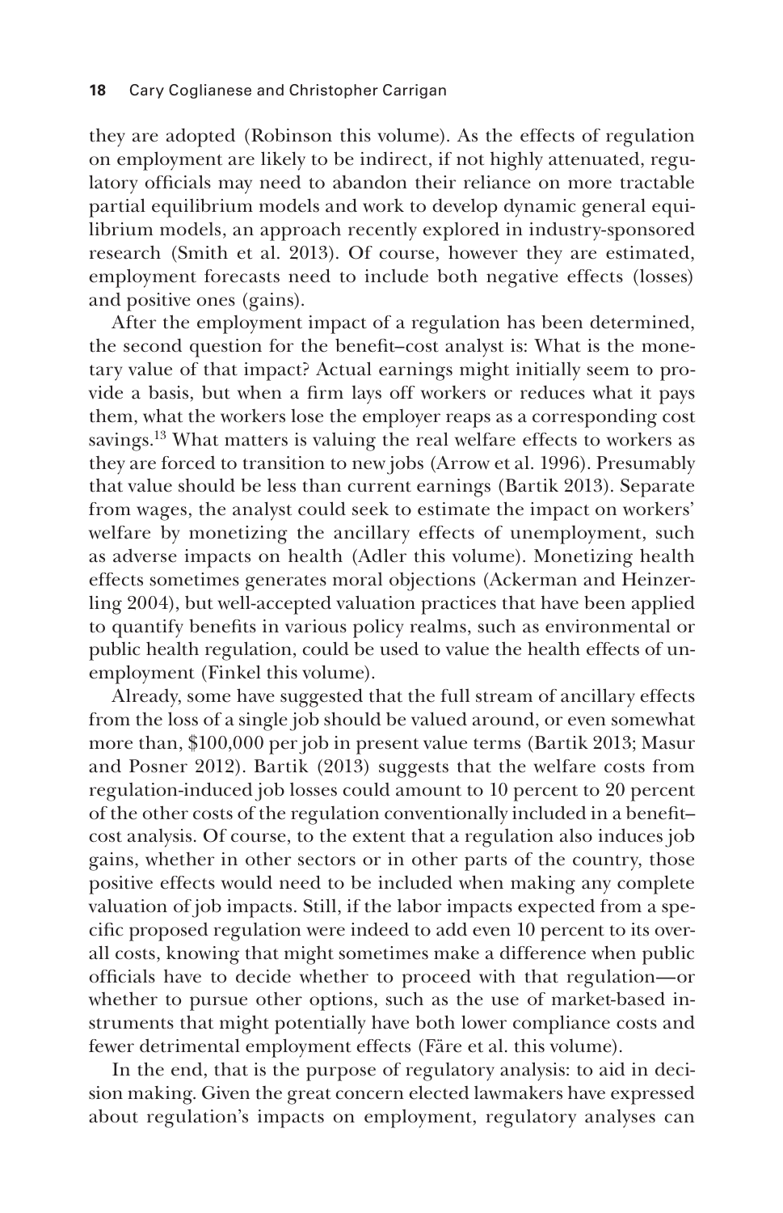they are adopted (Robinson this volume). As the effects of regulation on employment are likely to be indirect, if not highly attenuated, regulatory officials may need to abandon their reliance on more tractable partial equilibrium models and work to develop dynamic general equilibrium models, an approach recently explored in industry-sponsored research (Smith et al. 2013). Of course, however they are estimated, employment forecasts need to include both negative effects (losses) and positive ones (gains).

After the employment impact of a regulation has been determined, the second question for the benefit–cost analyst is: What is the monetary value of that impact? Actual earnings might initially seem to provide a basis, but when a firm lays off workers or reduces what it pays them, what the workers lose the employer reaps as a corresponding cost savings.[13] What matters is valuing the real welfare effects to workers as they are forced to transition to new jobs (Arrow et al. 1996). Presumably that value should be less than current earnings (Bartik 2013). Separate from wages, the analyst could seek to estimate the impact on workers' welfare by monetizing the ancillary effects of unemployment, such as adverse impacts on health (Adler this volume). Monetizing health effects sometimes generates moral objections (Ackerman and Heinzerling 2004), but well-accepted valuation practices that have been applied to quantify benefits in various policy realms, such as environmental or public health regulation, could be used to value the health effects of unemployment (Finkel this volume).

Already, some have suggested that the full stream of ancillary effects from the loss of a single job should be valued around, or even somewhat more than, \$100,000 per job in present value terms (Bartik 2013; Masur and Posner 2012). Bartik (2013) suggests that the welfare costs from regulation-induced job losses could amount to 10 percent to 20 percent of the other costs of the regulation conventionally included in a benefit–cost analysis. Of course, to the extent that a regulation also induces job gains, whether in other sectors or in other parts of the country, those positive effects would need to be included when making any complete valuation of job impacts. Still, if the labor impacts expected from a specific proposed regulation were indeed to add even 10 percent to its overall costs, knowing that might sometimes make a difference when public officials have to decide whether to proceed with that regulation—or whether to pursue other options, such as the use of market-based instruments that might potentially have both lower compliance costs and fewer detrimental employment effects (Färe et al. this volume).

In the end, that is the purpose of regulatory analysis: to aid in decision making. Given the great concern elected lawmakers have expressed about regulation's impacts on employment, regulatory analyses can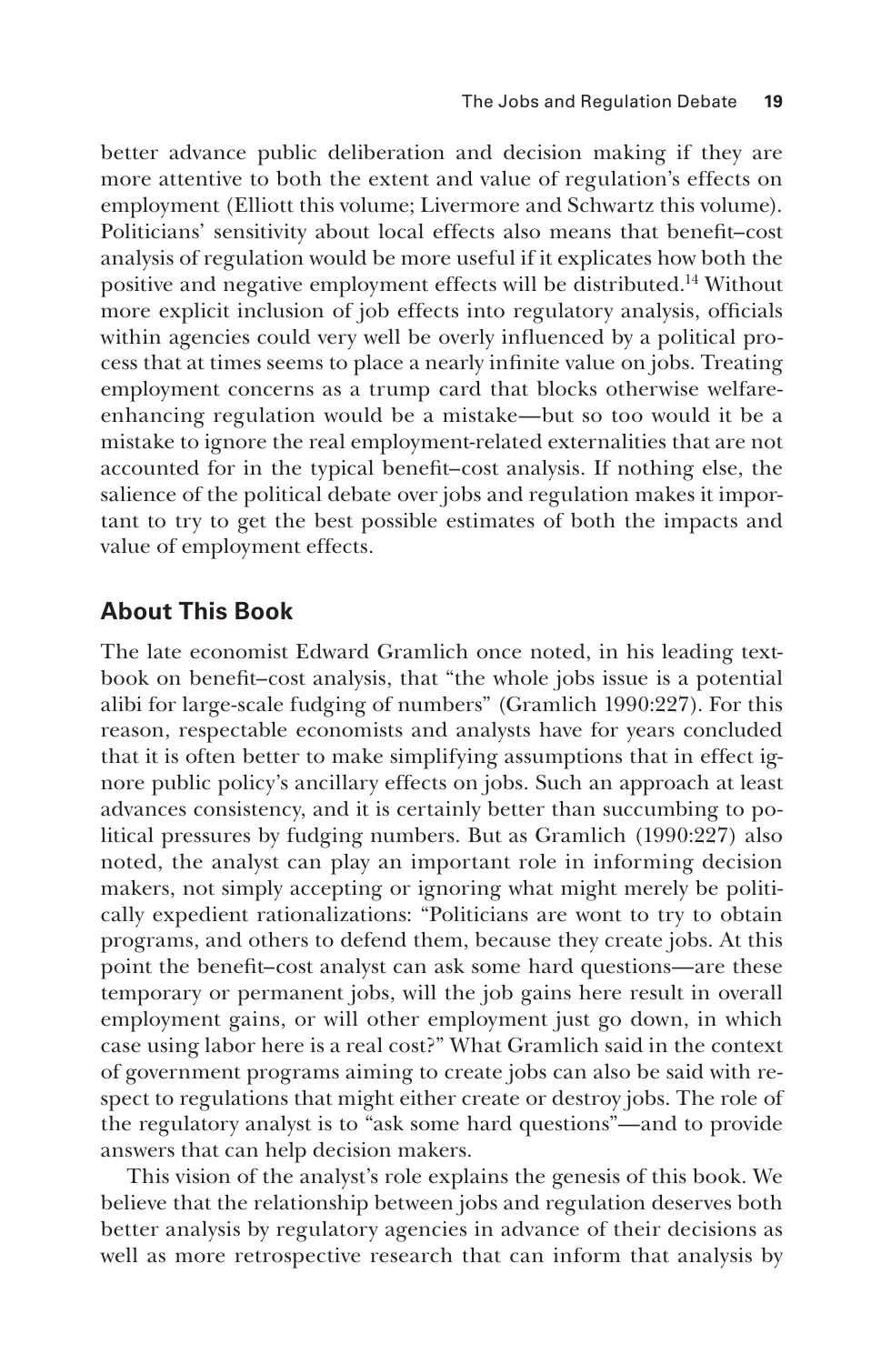better advance public deliberation and decision making if they are more attentive to both the extent and value of regulation's effects on employment (Elliott this volume; Livermore and Schwartz this volume). Politicians' sensitivity about local effects also means that benefit–cost analysis of regulation would be more useful if it explicates how both the positive and negative employment effects will be distributed.[14] Without more explicit inclusion of job effects into regulatory analysis, officials within agencies could very well be overly influenced by a political process that at times seems to place a nearly infinite value on jobs. Treating employment concerns as a trump card that blocks otherwise welfare-enhancing regulation would be a mistake—but so too would it be a mistake to ignore the real employment-related externalities that are not accounted for in the typical benefit–cost analysis. If nothing else, the salience of the political debate over jobs and regulation makes it important to try to get the best possible estimates of both the impacts and value of employment effects.

## About This Book

The late economist Edward Gramlich once noted, in his leading textbook on benefit–cost analysis, that "the whole jobs issue is a potential alibi for large-scale fudging of numbers" (Gramlich 1990:227). For this reason, respectable economists and analysts have for years concluded that it is often better to make simplifying assumptions that in effect ignore public policy's ancillary effects on jobs. Such an approach at least advances consistency, and it is certainly better than succumbing to political pressures by fudging numbers. But as Gramlich (1990:227) also noted, the analyst can play an important role in informing decision makers, not simply accepting or ignoring what might merely be politically expedient rationalizations: "Politicians are wont to try to obtain programs, and others to defend them, because they create jobs. At this point the benefit–cost analyst can ask some hard questions—are these temporary or permanent jobs, will the job gains here result in overall employment gains, or will other employment just go down, in which case using labor here is a real cost?" What Gramlich said in the context of government programs aiming to create jobs can also be said with respect to regulations that might either create or destroy jobs. The role of the regulatory analyst is to "ask some hard questions"—and to provide answers that can help decision makers.

This vision of the analyst's role explains the genesis of this book. We believe that the relationship between jobs and regulation deserves both better analysis by regulatory agencies in advance of their decisions as well as more retrospective research that can inform that analysis by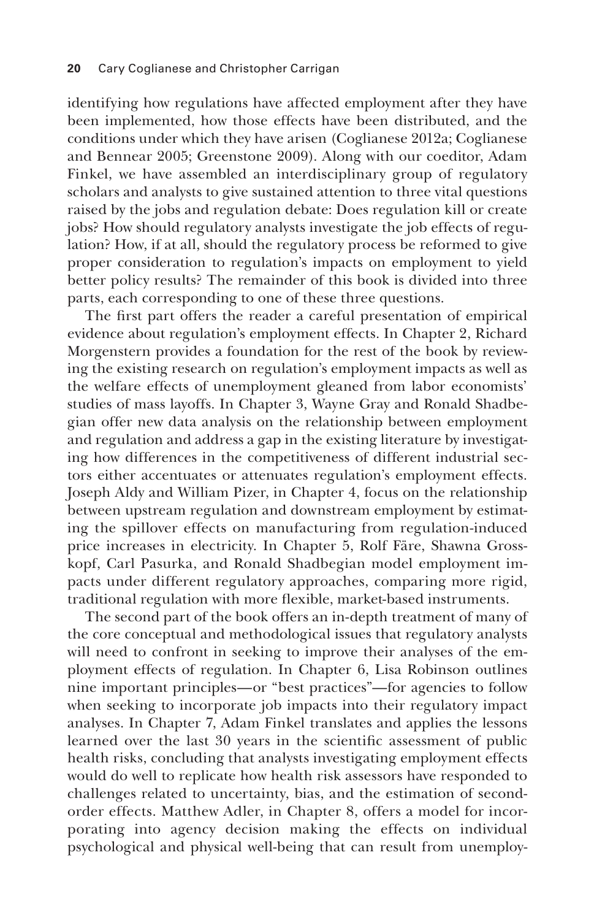identifying how regulations have affected employment after they have been implemented, how those effects have been distributed, and the conditions under which they have arisen (Coglianese 2012a; Coglianese and Bennear 2005; Greenstone 2009). Along with our coeditor, Adam Finkel, we have assembled an interdisciplinary group of regulatory scholars and analysts to give sustained attention to three vital questions raised by the jobs and regulation debate: Does regulation kill or create jobs? How should regulatory analysts investigate the job effects of regulation? How, if at all, should the regulatory process be reformed to give proper consideration to regulation's impacts on employment to yield better policy results? The remainder of this book is divided into three parts, each corresponding to one of these three questions.

The first part offers the reader a careful presentation of empirical evidence about regulation's employment effects. In Chapter 2, Richard Morgenstern provides a foundation for the rest of the book by reviewing the existing research on regulation's employment impacts as well as the welfare effects of unemployment gleaned from labor economists' studies of mass layoffs. In Chapter 3, Wayne Gray and Ronald Shadbegian offer new data analysis on the relationship between employment and regulation and address a gap in the existing literature by investigating how differences in the competitiveness of different industrial sectors either accentuates or attenuates regulation's employment effects. Joseph Aldy and William Pizer, in Chapter 4, focus on the relationship between upstream regulation and downstream employment by estimating the spillover effects on manufacturing from regulation-induced price increases in electricity. In Chapter 5, Rolf Färe, Shawna Grosskopf, Carl Pasurka, and Ronald Shadbegian model employment impacts under different regulatory approaches, comparing more rigid, traditional regulation with more flexible, market-based instruments.

The second part of the book offers an in-depth treatment of many of the core conceptual and methodological issues that regulatory analysts will need to confront in seeking to improve their analyses of the employment effects of regulation. In Chapter 6, Lisa Robinson outlines nine important principles—or "best practices"—for agencies to follow when seeking to incorporate job impacts into their regulatory impact analyses. In Chapter 7, Adam Finkel translates and applies the lessons learned over the last 30 years in the scientific assessment of public health risks, concluding that analysts investigating employment effects would do well to replicate how health risk assessors have responded to challenges related to uncertainty, bias, and the estimation of second-order effects. Matthew Adler, in Chapter 8, offers a model for incorporating into agency decision making the effects on individual psychological and physical well-being that can result from unemploy-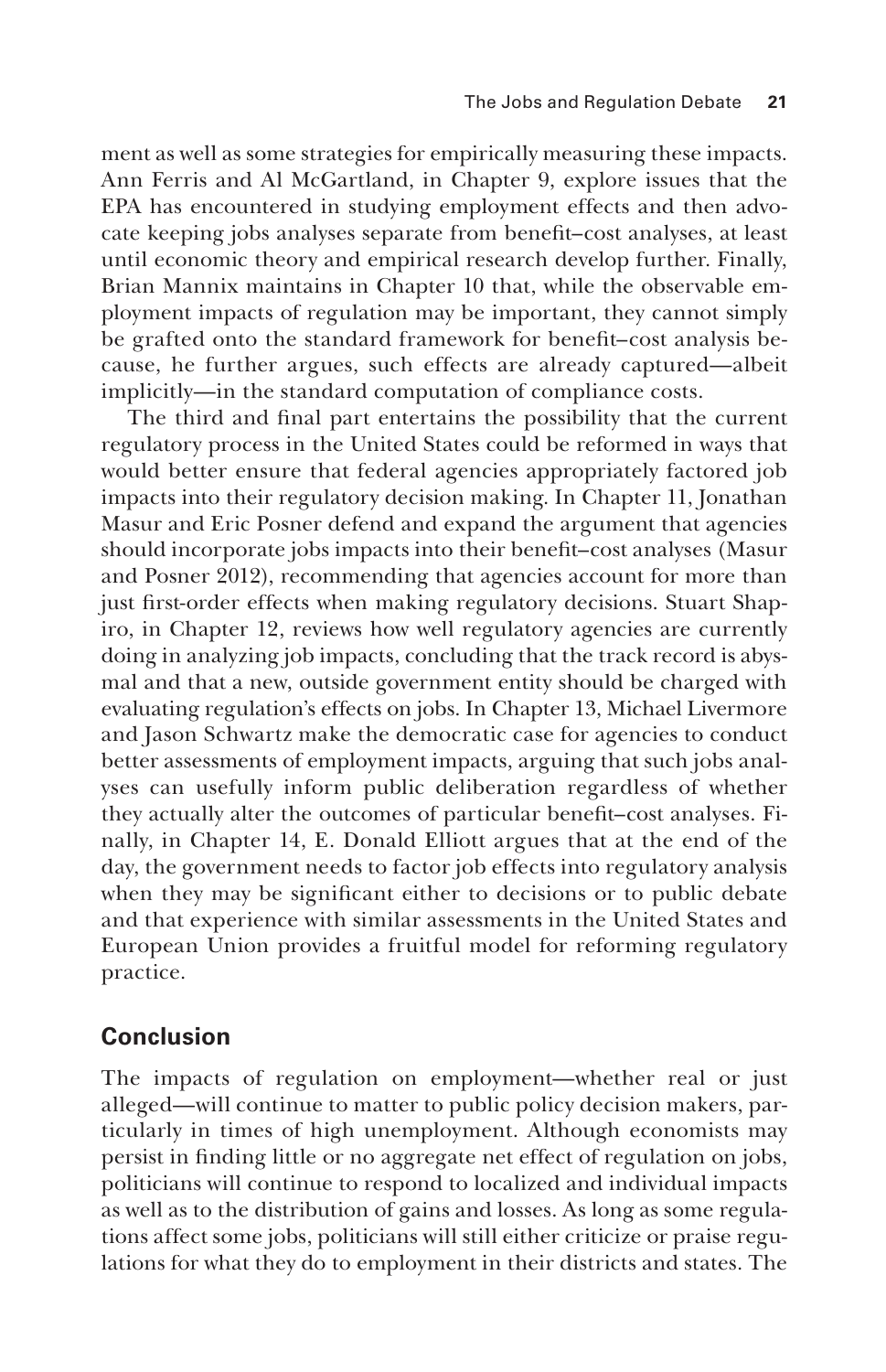ment as well as some strategies for empirically measuring these impacts. Ann Ferris and Al McGartland, in Chapter 9, explore issues that the EPA has encountered in studying employment effects and then advocate keeping jobs analyses separate from benefit–cost analyses, at least until economic theory and empirical research develop further. Finally, Brian Mannix maintains in Chapter 10 that, while the observable employment impacts of regulation may be important, they cannot simply be grafted onto the standard framework for benefit–cost analysis because, he further argues, such effects are already captured—albeit implicitly—in the standard computation of compliance costs.

The third and final part entertains the possibility that the current regulatory process in the United States could be reformed in ways that would better ensure that federal agencies appropriately factored job impacts into their regulatory decision making. In Chapter 11, Jonathan Masur and Eric Posner defend and expand the argument that agencies should incorporate jobs impacts into their benefit–cost analyses (Masur and Posner 2012), recommending that agencies account for more than just first-order effects when making regulatory decisions. Stuart Shapiro, in Chapter 12, reviews how well regulatory agencies are currently doing in analyzing job impacts, concluding that the track record is abysmal and that a new, outside government entity should be charged with evaluating regulation's effects on jobs. In Chapter 13, Michael Livermore and Jason Schwartz make the democratic case for agencies to conduct better assessments of employment impacts, arguing that such jobs analyses can usefully inform public deliberation regardless of whether they actually alter the outcomes of particular benefit–cost analyses. Finally, in Chapter 14, E. Donald Elliott argues that at the end of the day, the government needs to factor job effects into regulatory analysis when they may be significant either to decisions or to public debate and that experience with similar assessments in the United States and European Union provides a fruitful model for reforming regulatory practice.

## Conclusion

The impacts of regulation on employment—whether real or just alleged—will continue to matter to public policy decision makers, particularly in times of high unemployment. Although economists may persist in finding little or no aggregate net effect of regulation on jobs, politicians will continue to respond to localized and individual impacts as well as to the distribution of gains and losses. As long as some regulations affect some jobs, politicians will still either criticize or praise regulations for what they do to employment in their districts and states. The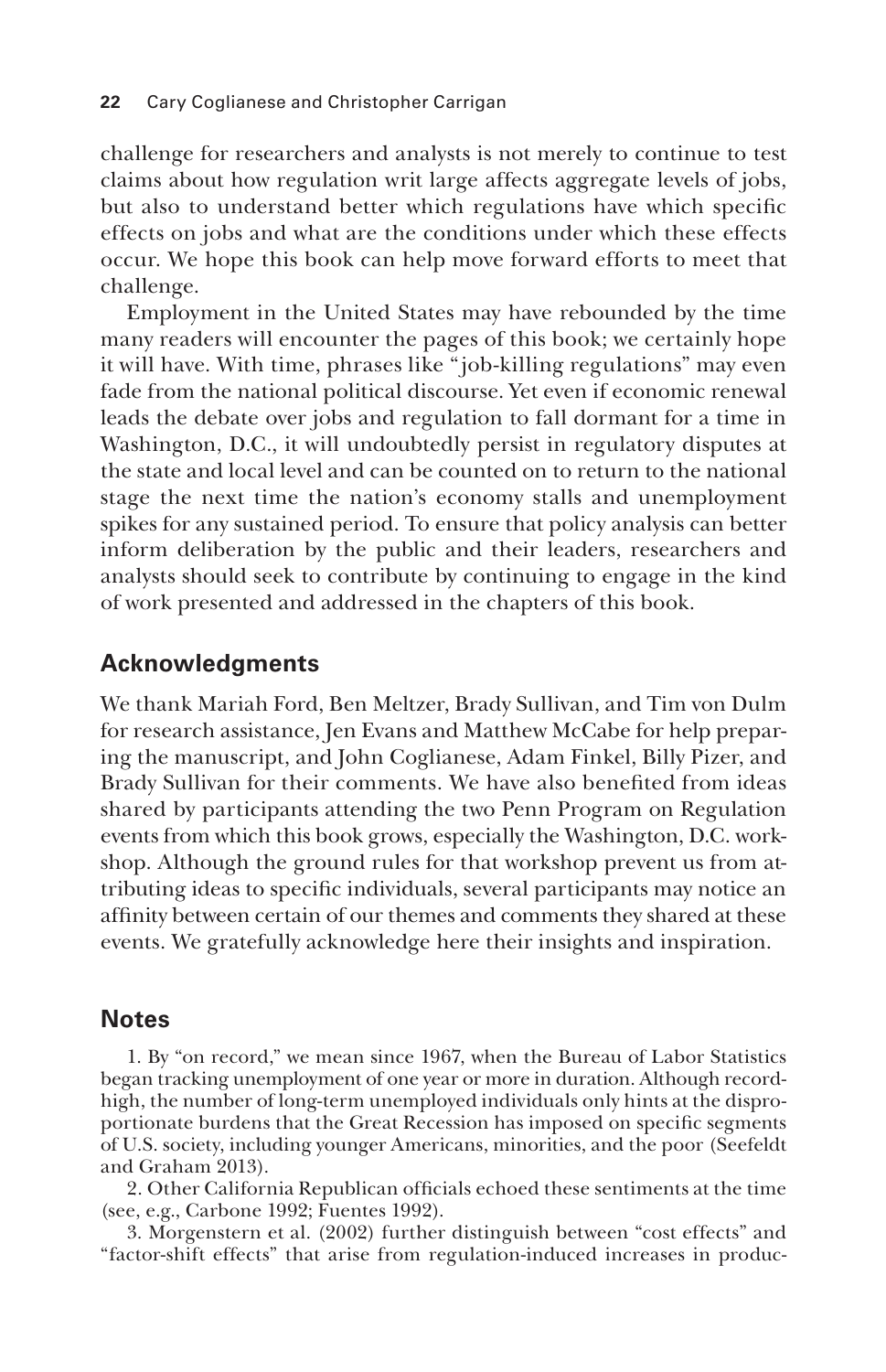challenge for researchers and analysts is not merely to continue to test claims about how regulation writ large affects aggregate levels of jobs, but also to understand better which regulations have which specific effects on jobs and what are the conditions under which these effects occur. We hope this book can help move forward efforts to meet that challenge.

Employment in the United States may have rebounded by the time many readers will encounter the pages of this book; we certainly hope it will have. With time, phrases like "job-killing regulations" may even fade from the national political discourse. Yet even if economic renewal leads the debate over jobs and regulation to fall dormant for a time in Washington, D.C., it will undoubtedly persist in regulatory disputes at the state and local level and can be counted on to return to the national stage the next time the nation's economy stalls and unemployment spikes for any sustained period. To ensure that policy analysis can better inform deliberation by the public and their leaders, researchers and analysts should seek to contribute by continuing to engage in the kind of work presented and addressed in the chapters of this book.

## Acknowledgments

We thank Mariah Ford, Ben Meltzer, Brady Sullivan, and Tim von Dulm for research assistance, Jen Evans and Matthew McCabe for help preparing the manuscript, and John Coglianese, Adam Finkel, Billy Pizer, and Brady Sullivan for their comments. We have also benefited from ideas shared by participants attending the two Penn Program on Regulation events from which this book grows, especially the Washington, D.C. workshop. Although the ground rules for that workshop prevent us from attributing ideas to specific individuals, several participants may notice an affinity between certain of our themes and comments they shared at these events. We gratefully acknowledge here their insights and inspiration.

## Notes

1. By "on record," we mean since 1967, when the Bureau of Labor Statistics began tracking unemployment of one year or more in duration. Although record-high, the number of long-term unemployed individuals only hints at the disproportionate burdens that the Great Recession has imposed on specific segments of U.S. society, including younger Americans, minorities, and the poor (Seefeldt and Graham 2013).

2. Other California Republican officials echoed these sentiments at the time (see, e.g., Carbone 1992; Fuentes 1992).

3. Morgenstern et al. (2002) further distinguish between "cost effects" and "factor-shift effects" that arise from regulation-induced increases in produc-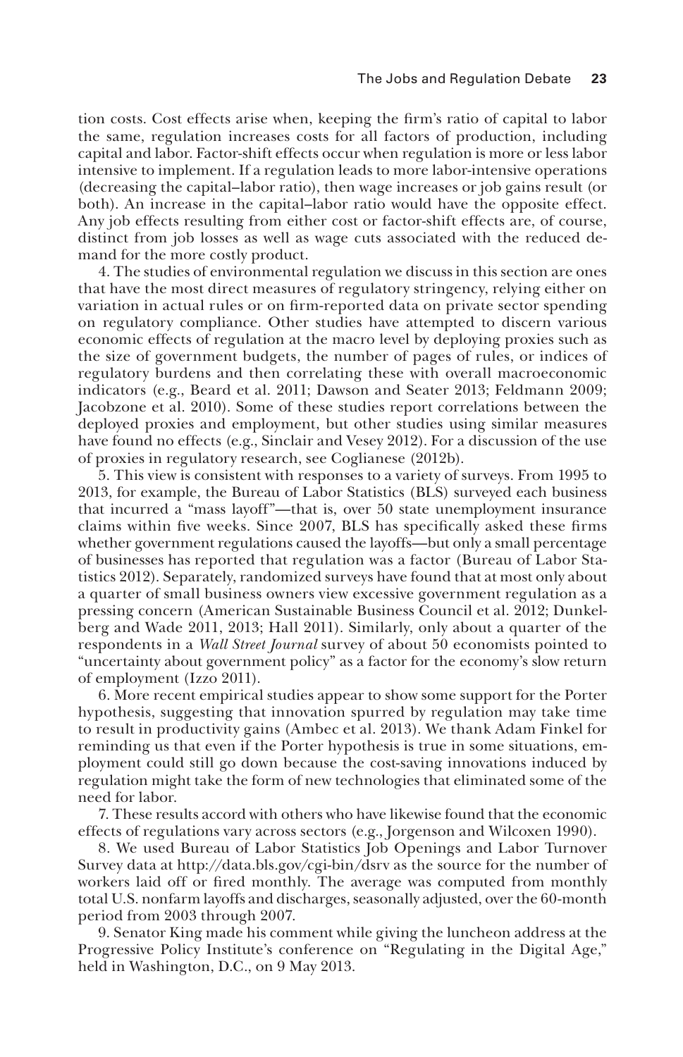tion costs. Cost effects arise when, keeping the firm's ratio of capital to labor the same, regulation increases costs for all factors of production, including capital and labor. Factor-shift effects occur when regulation is more or less labor intensive to implement. If a regulation leads to more labor-intensive operations (decreasing the capital–labor ratio), then wage increases or job gains result (or both). An increase in the capital–labor ratio would have the opposite effect. Any job effects resulting from either cost or factor-shift effects are, of course, distinct from job losses as well as wage cuts associated with the reduced demand for the more costly product.

4. The studies of environmental regulation we discuss in this section are ones that have the most direct measures of regulatory stringency, relying either on variation in actual rules or on firm-reported data on private sector spending on regulatory compliance. Other studies have attempted to discern various economic effects of regulation at the macro level by deploying proxies such as the size of government budgets, the number of pages of rules, or indices of regulatory burdens and then correlating these with overall macroeconomic indicators (e.g., Beard et al. 2011; Dawson and Seater 2013; Feldmann 2009; Jacobzone et al. 2010). Some of these studies report correlations between the deployed proxies and employment, but other studies using similar measures have found no effects (e.g., Sinclair and Vesey 2012). For a discussion of the use of proxies in regulatory research, see Coglianese (2012b).

5. This view is consistent with responses to a variety of surveys. From 1995 to 2013, for example, the Bureau of Labor Statistics (BLS) surveyed each business that incurred a "mass layoff"—that is, over 50 state unemployment insurance claims within five weeks. Since 2007, BLS has specifically asked these firms whether government regulations caused the layoffs—but only a small percentage of businesses has reported that regulation was a factor (Bureau of Labor Statistics 2012). Separately, randomized surveys have found that at most only about a quarter of small business owners view excessive government regulation as a pressing concern (American Sustainable Business Council et al. 2012; Dunkelberg and Wade 2011, 2013; Hall 2011). Similarly, only about a quarter of the respondents in a *Wall Street Journal* survey of about 50 economists pointed to "uncertainty about government policy" as a factor for the economy's slow return of employment (Izzo 2011).

6. More recent empirical studies appear to show some support for the Porter hypothesis, suggesting that innovation spurred by regulation may take time to result in productivity gains (Ambec et al. 2013). We thank Adam Finkel for reminding us that even if the Porter hypothesis is true in some situations, employment could still go down because the cost-saving innovations induced by regulation might take the form of new technologies that eliminated some of the need for labor.

7. These results accord with others who have likewise found that the economic effects of regulations vary across sectors (e.g., Jorgenson and Wilcoxen 1990).

8. We used Bureau of Labor Statistics Job Openings and Labor Turnover Survey data at http://data.bls.gov/cgi-bin/dsrv as the source for the number of workers laid off or fired monthly. The average was computed from monthly total U.S. nonfarm layoffs and discharges, seasonally adjusted, over the 60-month period from 2003 through 2007.

9. Senator King made his comment while giving the luncheon address at the Progressive Policy Institute's conference on "Regulating in the Digital Age," held in Washington, D.C., on 9 May 2013.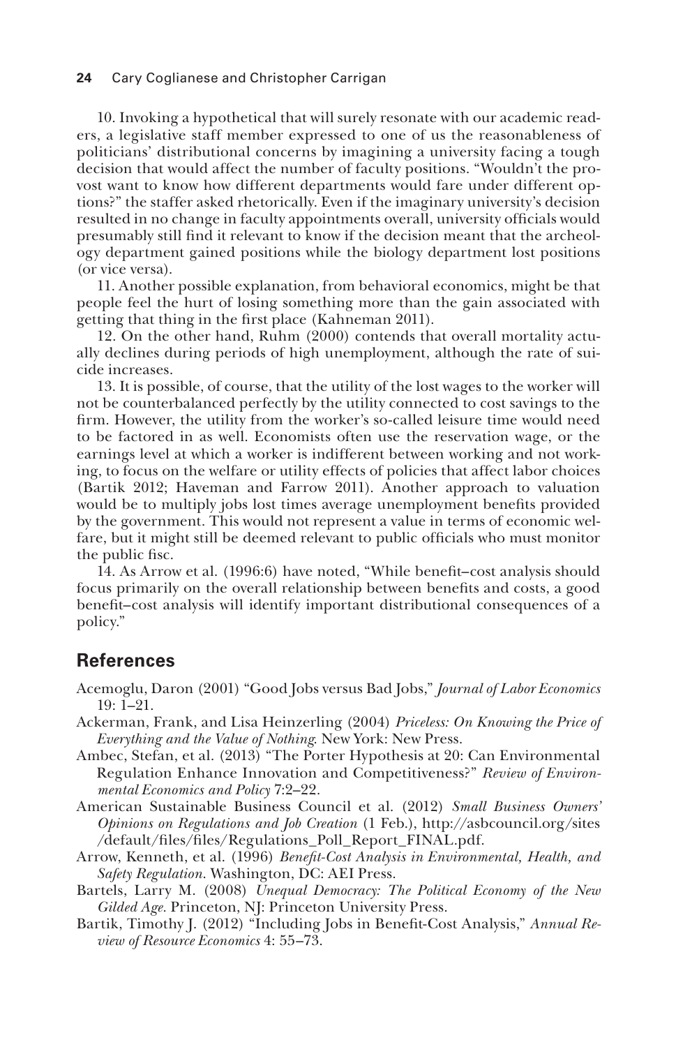10. Invoking a hypothetical that will surely resonate with our academic readers, a legislative staff member expressed to one of us the reasonableness of politicians' distributional concerns by imagining a university facing a tough decision that would affect the number of faculty positions. "Wouldn't the provost want to know how different departments would fare under different options?" the staffer asked rhetorically. Even if the imaginary university's decision resulted in no change in faculty appointments overall, university officials would presumably still find it relevant to know if the decision meant that the archeology department gained positions while the biology department lost positions (or vice versa).

11. Another possible explanation, from behavioral economics, might be that people feel the hurt of losing something more than the gain associated with getting that thing in the first place (Kahneman 2011).

12. On the other hand, Ruhm (2000) contends that overall mortality actually declines during periods of high unemployment, although the rate of suicide increases.

13. It is possible, of course, that the utility of the lost wages to the worker will not be counterbalanced perfectly by the utility connected to cost savings to the firm. However, the utility from the worker's so-called leisure time would need to be factored in as well. Economists often use the reservation wage, or the earnings level at which a worker is indifferent between working and not working, to focus on the welfare or utility effects of policies that affect labor choices (Bartik 2012; Haveman and Farrow 2011). Another approach to valuation would be to multiply jobs lost times average unemployment benefits provided by the government. This would not represent a value in terms of economic welfare, but it might still be deemed relevant to public officials who must monitor the public fisc.

14. As Arrow et al. (1996:6) have noted, "While benefit–cost analysis should focus primarily on the overall relationship between benefits and costs, a good benefit–cost analysis will identify important distributional consequences of a policy."

## References

Acemoglu, Daron (2001) "Good Jobs versus Bad Jobs," *Journal of Labor Economics* 19: 1–21.

Ackerman, Frank, and Lisa Heinzerling (2004) *Priceless: On Knowing the Price of Everything and the Value of Nothing.* New York: New Press.

Ambec, Stefan, et al. (2013) "The Porter Hypothesis at 20: Can Environmental Regulation Enhance Innovation and Competitiveness?" *Review of Environmental Economics and Policy* 7:2–22.

American Sustainable Business Council et al. (2012) *Small Business Owners' Opinions on Regulations and Job Creation* (1 Feb.), http://asbcouncil.org/sites/default/files/files/Regulations_Poll_Report_FINAL.pdf.

Arrow, Kenneth, et al. (1996) *Benefit-Cost Analysis in Environmental, Health, and Safety Regulation.* Washington, DC: AEI Press.

Bartels, Larry M. (2008) *Unequal Democracy: The Political Economy of the New Gilded Age.* Princeton, NJ: Princeton University Press.

Bartik, Timothy J. (2012) "Including Jobs in Benefit-Cost Analysis," *Annual Review of Resource Economics* 4: 55–73.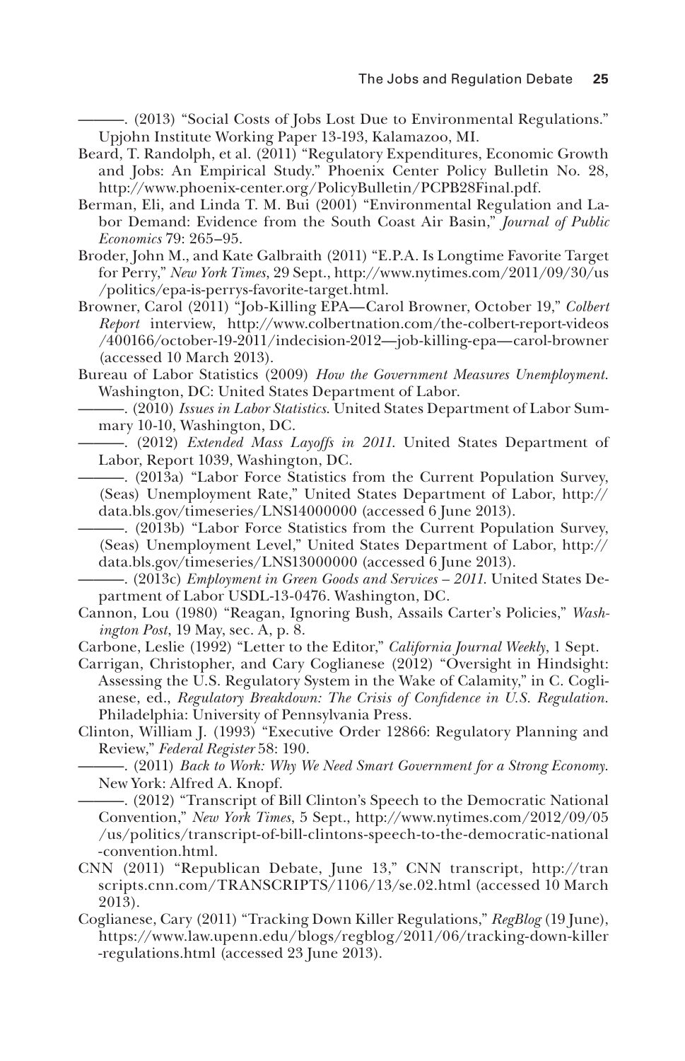———. (2013) "Social Costs of Jobs Lost Due to Environmental Regulations." Upjohn Institute Working Paper 13-193, Kalamazoo, MI.

Beard, T. Randolph, et al. (2011) "Regulatory Expenditures, Economic Growth and Jobs: An Empirical Study." Phoenix Center Policy Bulletin No. 28, http://www.phoenix-center.org/PolicyBulletin/PCPB28Final.pdf.

Berman, Eli, and Linda T. M. Bui (2001) "Environmental Regulation and Labor Demand: Evidence from the South Coast Air Basin," *Journal of Public Economics* 79: 265–95.

Broder, John M., and Kate Galbraith (2011) "E.P.A. Is Longtime Favorite Target for Perry," *New York Times*, 29 Sept., http://www.nytimes.com/2011/09/30/us/politics/epa-is-perrys-favorite-target.html.

Browner, Carol (2011) "Job-Killing EPA—Carol Browner, October 19," *Colbert Report* interview, http://www.colbertnation.com/the-colbert-report-videos/400166/october-19-2011/indecision-2012—job-killing-epa—carol-browner (accessed 10 March 2013).

Bureau of Labor Statistics (2009) *How the Government Measures Unemployment*. Washington, DC: United States Department of Labor.

———. (2010) *Issues in Labor Statistics*. United States Department of Labor Summary 10-10, Washington, DC.

———. (2012) *Extended Mass Layoffs in 2011*. United States Department of Labor, Report 1039, Washington, DC.

———. (2013a) "Labor Force Statistics from the Current Population Survey, (Seas) Unemployment Rate," United States Department of Labor, http://data.bls.gov/timeseries/LNS14000000 (accessed 6 June 2013).

———. (2013b) "Labor Force Statistics from the Current Population Survey, (Seas) Unemployment Level," United States Department of Labor, http://data.bls.gov/timeseries/LNS13000000 (accessed 6 June 2013).

———. (2013c) *Employment in Green Goods and Services – 2011*. United States Department of Labor USDL-13-0476. Washington, DC.

Cannon, Lou (1980) "Reagan, Ignoring Bush, Assails Carter's Policies," *Washington Post*, 19 May, sec. A, p. 8.

Carbone, Leslie (1992) "Letter to the Editor," *California Journal Weekly*, 1 Sept.

Carrigan, Christopher, and Cary Coglianese (2012) "Oversight in Hindsight: Assessing the U.S. Regulatory System in the Wake of Calamity," in C. Coglianese, ed., *Regulatory Breakdown: The Crisis of Confidence in U.S. Regulation*. Philadelphia: University of Pennsylvania Press.

Clinton, William J. (1993) "Executive Order 12866: Regulatory Planning and Review," *Federal Register* 58: 190.

———. (2011) *Back to Work: Why We Need Smart Government for a Strong Economy*. New York: Alfred A. Knopf.

———. (2012) "Transcript of Bill Clinton's Speech to the Democratic National Convention," *New York Times*, 5 Sept., http://www.nytimes.com/2012/09/05/us/politics/transcript-of-bill-clintons-speech-to-the-democratic-national-convention.html.

CNN (2011) "Republican Debate, June 13," CNN transcript, http://transcripts.cnn.com/TRANSCRIPTS/1106/13/se.02.html (accessed 10 March 2013).

Coglianese, Cary (2011) "Tracking Down Killer Regulations," *RegBlog* (19 June), https://www.law.upenn.edu/blogs/regblog/2011/06/tracking-down-killer-regulations.html (accessed 23 June 2013).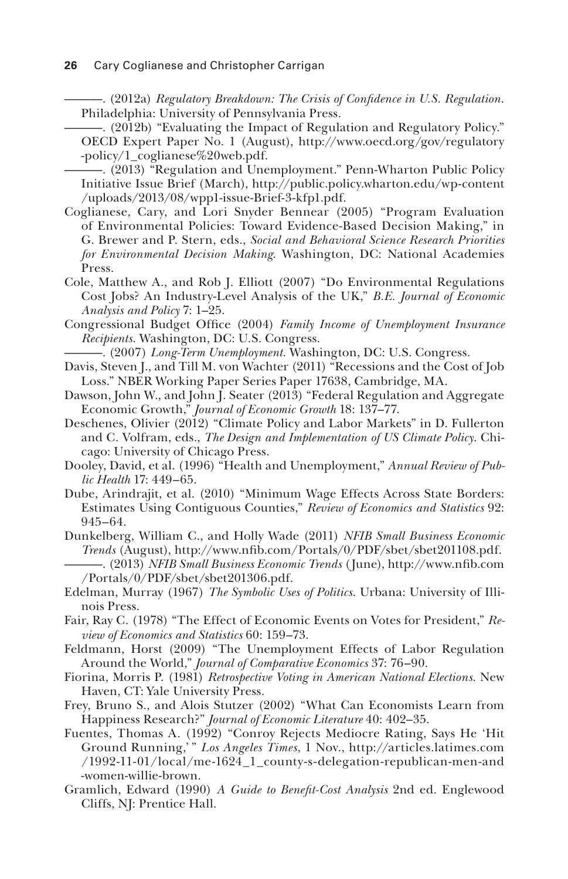———. (2012a) *Regulatory Breakdown: The Crisis of Confidence in U.S. Regulation*. Philadelphia: University of Pennsylvania Press.

———. (2012b) "Evaluating the Impact of Regulation and Regulatory Policy." OECD Expert Paper No. 1 (August), http://www.oecd.org/gov/regulatory-policy/1_coglianese%20web.pdf.

———. (2013) "Regulation and Unemployment." Penn-Wharton Public Policy Initiative Issue Brief (March), http://public.policy.wharton.edu/wp-content/uploads/2013/08/wpp1-issue-Brief-3-kfp1.pdf.

Coglianese, Cary, and Lori Snyder Bennear (2005) "Program Evaluation of Environmental Policies: Toward Evidence-Based Decision Making," in G. Brewer and P. Stern, eds., *Social and Behavioral Science Research Priorities for Environmental Decision Making*. Washington, DC: National Academies Press.

Cole, Matthew A., and Rob J. Elliott (2007) "Do Environmental Regulations Cost Jobs? An Industry-Level Analysis of the UK," *B.E. Journal of Economic Analysis and Policy* 7: 1–25.

Congressional Budget Office (2004) *Family Income of Unemployment Insurance Recipients*. Washington, DC: U.S. Congress.

———. (2007) *Long-Term Unemployment*. Washington, DC: U.S. Congress.

Davis, Steven J., and Till M. von Wachter (2011) "Recessions and the Cost of Job Loss." NBER Working Paper Series Paper 17638, Cambridge, MA.

Dawson, John W., and John J. Seater (2013) "Federal Regulation and Aggregate Economic Growth," *Journal of Economic Growth* 18: 137–77.

Deschenes, Olivier (2012) "Climate Policy and Labor Markets" in D. Fullerton and C. Volfram, eds., *The Design and Implementation of US Climate Policy*. Chicago: University of Chicago Press.

Dooley, David, et al. (1996) "Health and Unemployment," *Annual Review of Public Health* 17: 449–65.

Dube, Arindrajit, et al. (2010) "Minimum Wage Effects Across State Borders: Estimates Using Contiguous Counties," *Review of Economics and Statistics* 92: 945–64.

Dunkelberg, William C., and Holly Wade (2011) *NFIB Small Business Economic Trends* (August), http://www.nfib.com/Portals/0/PDF/sbet/sbet201108.pdf.

———. (2013) *NFIB Small Business Economic Trends* (June), http://www.nfib.com/Portals/0/PDF/sbet/sbet201306.pdf.

Edelman, Murray (1967) *The Symbolic Uses of Politics*. Urbana: University of Illinois Press.

Fair, Ray C. (1978) "The Effect of Economic Events on Votes for President," *Review of Economics and Statistics* 60: 159–73.

Feldmann, Horst (2009) "The Unemployment Effects of Labor Regulation Around the World," *Journal of Comparative Economics* 37: 76–90.

Fiorina, Morris P. (1981) *Retrospective Voting in American National Elections*. New Haven, CT: Yale University Press.

Frey, Bruno S., and Alois Stutzer (2002) "What Can Economists Learn from Happiness Research?" *Journal of Economic Literature* 40: 402–35.

Fuentes, Thomas A. (1992) "Conroy Rejects Mediocre Rating, Says He 'Hit Ground Running,' " *Los Angeles Times*, 1 Nov., http://articles.latimes.com/1992-11-01/local/me-1624_1_county-s-delegation-republican-men-and-women-willie-brown.

Gramlich, Edward (1990) *A Guide to Benefit-Cost Analysis* 2nd ed. Englewood Cliffs, NJ: Prentice Hall.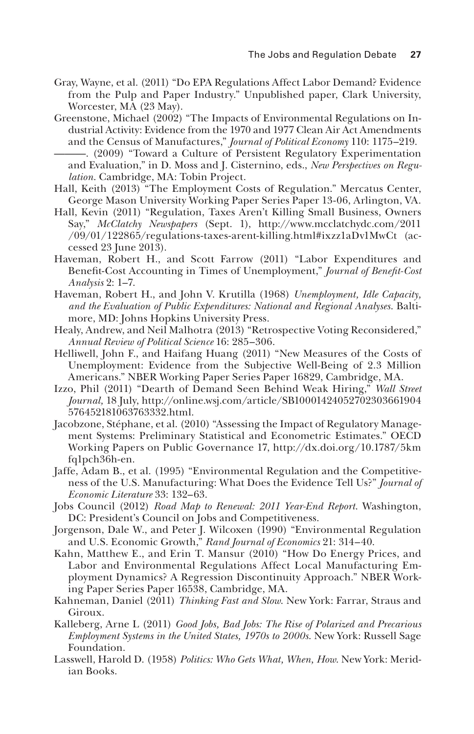Gray, Wayne, et al. (2011) "Do EPA Regulations Affect Labor Demand? Evidence from the Pulp and Paper Industry." Unpublished paper, Clark University, Worcester, MA (23 May).

Greenstone, Michael (2002) "The Impacts of Environmental Regulations on Industrial Activity: Evidence from the 1970 and 1977 Clean Air Act Amendments and the Census of Manufactures," *Journal of Political Economy* 110: 1175–219.

———. (2009) "Toward a Culture of Persistent Regulatory Experimentation and Evaluation," in D. Moss and J. Cisternino, eds., *New Perspectives on Regulation*. Cambridge, MA: Tobin Project.

Hall, Keith (2013) "The Employment Costs of Regulation." Mercatus Center, George Mason University Working Paper Series Paper 13-06, Arlington, VA.

Hall, Kevin (2011) "Regulation, Taxes Aren't Killing Small Business, Owners Say," *McClatchy Newspapers* (Sept. 1), http://www.mcclatchydc.com/2011/09/01/122865/regulations-taxes-arent-killing.html#ixzz1aDv1MwCt (accessed 23 June 2013).

Haveman, Robert H., and Scott Farrow (2011) "Labor Expenditures and Benefit-Cost Accounting in Times of Unemployment," *Journal of Benefit-Cost Analysis* 2: 1–7.

Haveman, Robert H., and John V. Krutilla (1968) *Unemployment, Idle Capacity, and the Evaluation of Public Expenditures: National and Regional Analyses*. Baltimore, MD: Johns Hopkins University Press.

Healy, Andrew, and Neil Malhotra (2013) "Retrospective Voting Reconsidered," *Annual Review of Political Science* 16: 285–306.

Helliwell, John F., and Haifang Huang (2011) "New Measures of the Costs of Unemployment: Evidence from the Subjective Well-Being of 2.3 Million Americans." NBER Working Paper Series Paper 16829, Cambridge, MA.

Izzo, Phil (2011) "Dearth of Demand Seen Behind Weak Hiring," *Wall Street Journal*, 18 July, http://online.wsj.com/article/SB10001424052702303661904576452181063763332.html.

Jacobzone, Stéphane, et al. (2010) "Assessing the Impact of Regulatory Management Systems: Preliminary Statistical and Econometric Estimates." OECD Working Papers on Public Governance 17, http://dx.doi.org/10.1787/5kmfq1pch36h-en.

Jaffe, Adam B., et al. (1995) "Environmental Regulation and the Competitiveness of the U.S. Manufacturing: What Does the Evidence Tell Us?" *Journal of Economic Literature* 33: 132–63.

Jobs Council (2012) *Road Map to Renewal: 2011 Year-End Report*. Washington, DC: President's Council on Jobs and Competitiveness.

Jorgenson, Dale W., and Peter J. Wilcoxen (1990) "Environmental Regulation and U.S. Economic Growth," *Rand Journal of Economics* 21: 314–40.

Kahn, Matthew E., and Erin T. Mansur (2010) "How Do Energy Prices, and Labor and Environmental Regulations Affect Local Manufacturing Employment Dynamics? A Regression Discontinuity Approach." NBER Working Paper Series Paper 16538, Cambridge, MA.

Kahneman, Daniel (2011) *Thinking Fast and Slow*. New York: Farrar, Straus and Giroux.

Kalleberg, Arne L (2011) *Good Jobs, Bad Jobs: The Rise of Polarized and Precarious Employment Systems in the United States, 1970s to 2000s*. New York: Russell Sage Foundation.

Lasswell, Harold D. (1958) *Politics: Who Gets What, When, How*. New York: Meridian Books.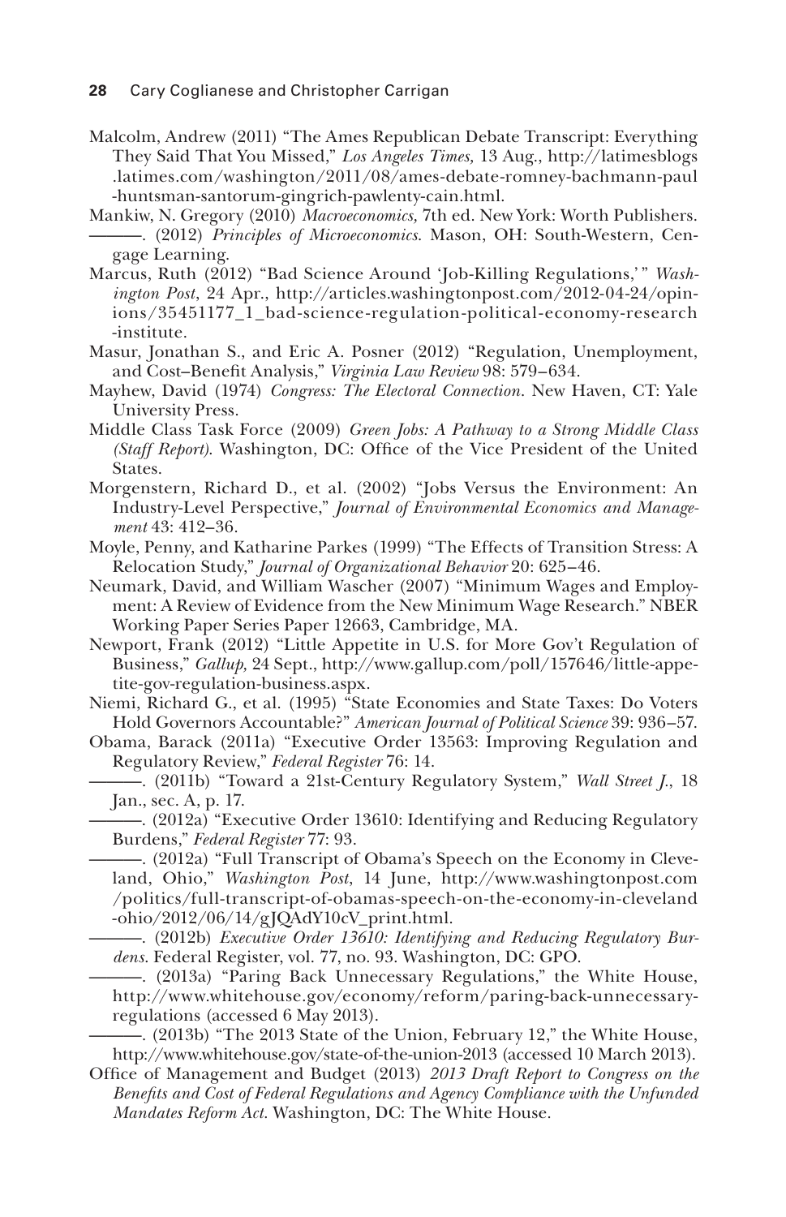Malcolm, Andrew (2011) "The Ames Republican Debate Transcript: Everything They Said That You Missed," *Los Angeles Times,* 13 Aug., http://latimesblogs.latimes.com/washington/2011/08/ames-debate-romney-bachmann-paul-huntsman-santorum-gingrich-pawlenty-cain.html.

Mankiw, N. Gregory (2010) *Macroeconomics,* 7th ed. New York: Worth Publishers.

———. (2012) *Principles of Microeconomics.* Mason, OH: South-Western, Cengage Learning.

Marcus, Ruth (2012) "Bad Science Around 'Job-Killing Regulations,'" *Washington Post*, 24 Apr., http://articles.washingtonpost.com/2012-04-24/opinions/35451177_1_bad-science-regulation-political-economy-research-institute.

Masur, Jonathan S., and Eric A. Posner (2012) "Regulation, Unemployment, and Cost–Benefit Analysis," *Virginia Law Review* 98: 579–634.

Mayhew, David (1974) *Congress: The Electoral Connection.* New Haven, CT: Yale University Press.

Middle Class Task Force (2009) *Green Jobs: A Pathway to a Strong Middle Class (Staff Report).* Washington, DC: Office of the Vice President of the United States.

Morgenstern, Richard D., et al. (2002) "Jobs Versus the Environment: An Industry-Level Perspective," *Journal of Environmental Economics and Management* 43: 412–36.

Moyle, Penny, and Katharine Parkes (1999) "The Effects of Transition Stress: A Relocation Study," *Journal of Organizational Behavior* 20: 625–46.

Neumark, David, and William Wascher (2007) "Minimum Wages and Employment: A Review of Evidence from the New Minimum Wage Research." NBER Working Paper Series Paper 12663, Cambridge, MA.

Newport, Frank (2012) "Little Appetite in U.S. for More Gov't Regulation of Business," *Gallup,* 24 Sept., http://www.gallup.com/poll/157646/little-appetite-gov-regulation-business.aspx.

Niemi, Richard G., et al. (1995) "State Economies and State Taxes: Do Voters Hold Governors Accountable?" *American Journal of Political Science* 39: 936–57.

Obama, Barack (2011a) "Executive Order 13563: Improving Regulation and Regulatory Review," *Federal Register* 76: 14.

———. (2011b) "Toward a 21st-Century Regulatory System," *Wall Street J.*, 18 Jan., sec. A, p. 17.

———. (2012a) "Executive Order 13610: Identifying and Reducing Regulatory Burdens," *Federal Register* 77: 93.

———. (2012a) "Full Transcript of Obama's Speech on the Economy in Cleveland, Ohio," *Washington Post*, 14 June, http://www.washingtonpost.com/politics/full-transcript-of-obamas-speech-on-the-economy-in-cleveland-ohio/2012/06/14/gJQAdY10cV_print.html.

———. (2012b) *Executive Order 13610: Identifying and Reducing Regulatory Burdens.* Federal Register, vol. 77, no. 93. Washington, DC: GPO.

———. (2013a) "Paring Back Unnecessary Regulations," the White House, http://www.whitehouse.gov/economy/reform/paring-back-unnecessary-regulations (accessed 6 May 2013).

———. (2013b) "The 2013 State of the Union, February 12," the White House, http://www.whitehouse.gov/state-of-the-union-2013 (accessed 10 March 2013).

Office of Management and Budget (2013) *2013 Draft Report to Congress on the Benefits and Cost of Federal Regulations and Agency Compliance with the Unfunded Mandates Reform Act.* Washington, DC: The White House.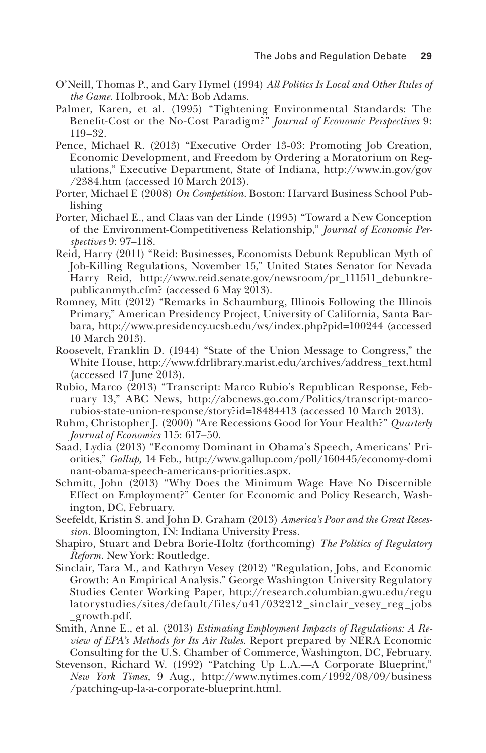O'Neill, Thomas P., and Gary Hymel (1994) *All Politics Is Local and Other Rules of the Game*. Holbrook, MA: Bob Adams.

Palmer, Karen, et al. (1995) "Tightening Environmental Standards: The Benefit-Cost or the No-Cost Paradigm?" *Journal of Economic Perspectives* 9: 119–32.

Pence, Michael R. (2013) "Executive Order 13-03: Promoting Job Creation, Economic Development, and Freedom by Ordering a Moratorium on Regulations," Executive Department, State of Indiana, http://www.in.gov/gov/2384.htm (accessed 10 March 2013).

Porter, Michael E (2008) *On Competition*. Boston: Harvard Business School Publishing

Porter, Michael E., and Claas van der Linde (1995) "Toward a New Conception of the Environment-Competitiveness Relationship," *Journal of Economic Perspectives* 9: 97–118.

Reid, Harry (2011) "Reid: Businesses, Economists Debunk Republican Myth of Job-Killing Regulations, November 15," United States Senator for Nevada Harry Reid, http://www.reid.senate.gov/newsroom/pr_111511_debunkrepublicanmyth.cfm? (accessed 6 May 2013).

Romney, Mitt (2012) "Remarks in Schaumburg, Illinois Following the Illinois Primary," American Presidency Project, University of California, Santa Barbara, http://www.presidency.ucsb.edu/ws/index.php?pid=100244 (accessed 10 March 2013).

Roosevelt, Franklin D. (1944) "State of the Union Message to Congress," the White House, http://www.fdrlibrary.marist.edu/archives/address_text.html (accessed 17 June 2013).

Rubio, Marco (2013) "Transcript: Marco Rubio's Republican Response, February 13," ABC News, http://abcnews.go.com/Politics/transcript-marco-rubios-state-union-response/story?id=18484413 (accessed 10 March 2013).

Ruhm, Christopher J. (2000) "Are Recessions Good for Your Health?" *Quarterly Journal of Economics* 115: 617–50.

Saad, Lydia (2013) "Economy Dominant in Obama's Speech, Americans' Priorities," *Gallup,* 14 Feb., http://www.gallup.com/poll/160445/economy-dominant-obama-speech-americans-priorities.aspx.

Schmitt, John (2013) "Why Does the Minimum Wage Have No Discernible Effect on Employment?" Center for Economic and Policy Research, Washington, DC, February.

Seefeldt, Kristin S. and John D. Graham (2013) *America's Poor and the Great Recession*. Bloomington, IN: Indiana University Press.

Shapiro, Stuart and Debra Borie-Holtz (forthcoming) *The Politics of Regulatory Reform*. New York: Routledge.

Sinclair, Tara M., and Kathryn Vesey (2012) "Regulation, Jobs, and Economic Growth: An Empirical Analysis." George Washington University Regulatory Studies Center Working Paper, http://research.columbian.gwu.edu/regulatorystudies/sites/default/files/u41/032212_sinclair_vesey_reg_jobs_growth.pdf.

Smith, Anne E., et al. (2013) *Estimating Employment Impacts of Regulations: A Review of EPA's Methods for Its Air Rules*. Report prepared by NERA Economic Consulting for the U.S. Chamber of Commerce, Washington, DC, February.

Stevenson, Richard W. (1992) "Patching Up L.A.—A Corporate Blueprint," *New York Times,* 9 Aug., http://www.nytimes.com/1992/08/09/business/patching-up-la-a-corporate-blueprint.html.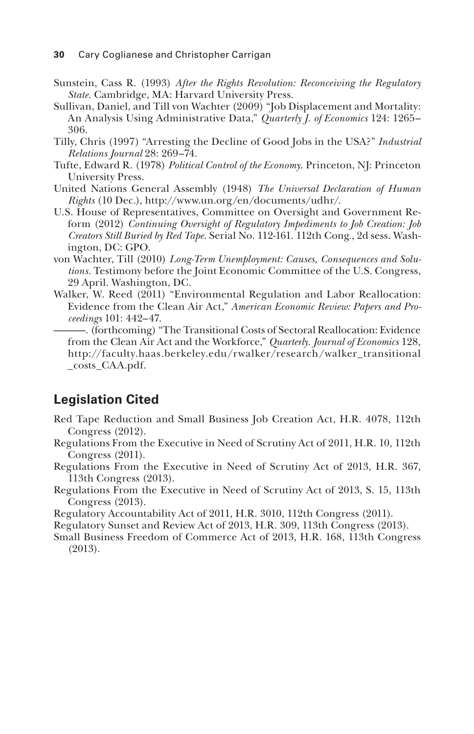Sunstein, Cass R. (1993) *After the Rights Revolution: Reconceiving the Regulatory State*. Cambridge, MA: Harvard University Press.

Sullivan, Daniel, and Till von Wachter (2009) "Job Displacement and Mortality: An Analysis Using Administrative Data," *Quarterly J. of Economics* 124: 1265–306.

Tilly, Chris (1997) "Arresting the Decline of Good Jobs in the USA?" *Industrial Relations Journal* 28: 269–74.

Tufte, Edward R. (1978) *Political Control of the Economy*. Princeton, NJ: Princeton University Press.

United Nations General Assembly (1948) *The Universal Declaration of Human Rights* (10 Dec.), http://www.un.org/en/documents/udhr/.

U.S. House of Representatives, Committee on Oversight and Government Reform (2012) *Continuing Oversight of Regulatory Impediments to Job Creation: Job Creators Still Buried by Red Tape*. Serial No. 112-161. 112th Cong., 2d sess. Washington, DC: GPO.

von Wachter, Till (2010) *Long-Term Unemployment: Causes, Consequences and Solutions*. Testimony before the Joint Economic Committee of the U.S. Congress, 29 April. Washington, DC.

Walker, W. Reed (2011) "Environmental Regulation and Labor Reallocation: Evidence from the Clean Air Act," *American Economic Review: Papers and Proceedings* 101: 442–47.

———. (forthcoming) "The Transitional Costs of Sectoral Reallocation: Evidence from the Clean Air Act and the Workforce," *Quarterly. Journal of Economics* 128, http://faculty.haas.berkeley.edu/rwalker/research/walker_transitional_costs_CAA.pdf.

## Legislation Cited

Red Tape Reduction and Small Business Job Creation Act, H.R. 4078, 112th Congress (2012).

Regulations From the Executive in Need of Scrutiny Act of 2011, H.R. 10, 112th Congress (2011).

Regulations From the Executive in Need of Scrutiny Act of 2013, H.R. 367, 113th Congress (2013).

Regulations From the Executive in Need of Scrutiny Act of 2013, S. 15, 113th Congress (2013).

Regulatory Accountability Act of 2011, H.R. 3010, 112th Congress (2011).

Regulatory Sunset and Review Act of 2013, H.R. 309, 113th Congress (2013).

Small Business Freedom of Commerce Act of 2013, H.R. 168, 113th Congress (2013).